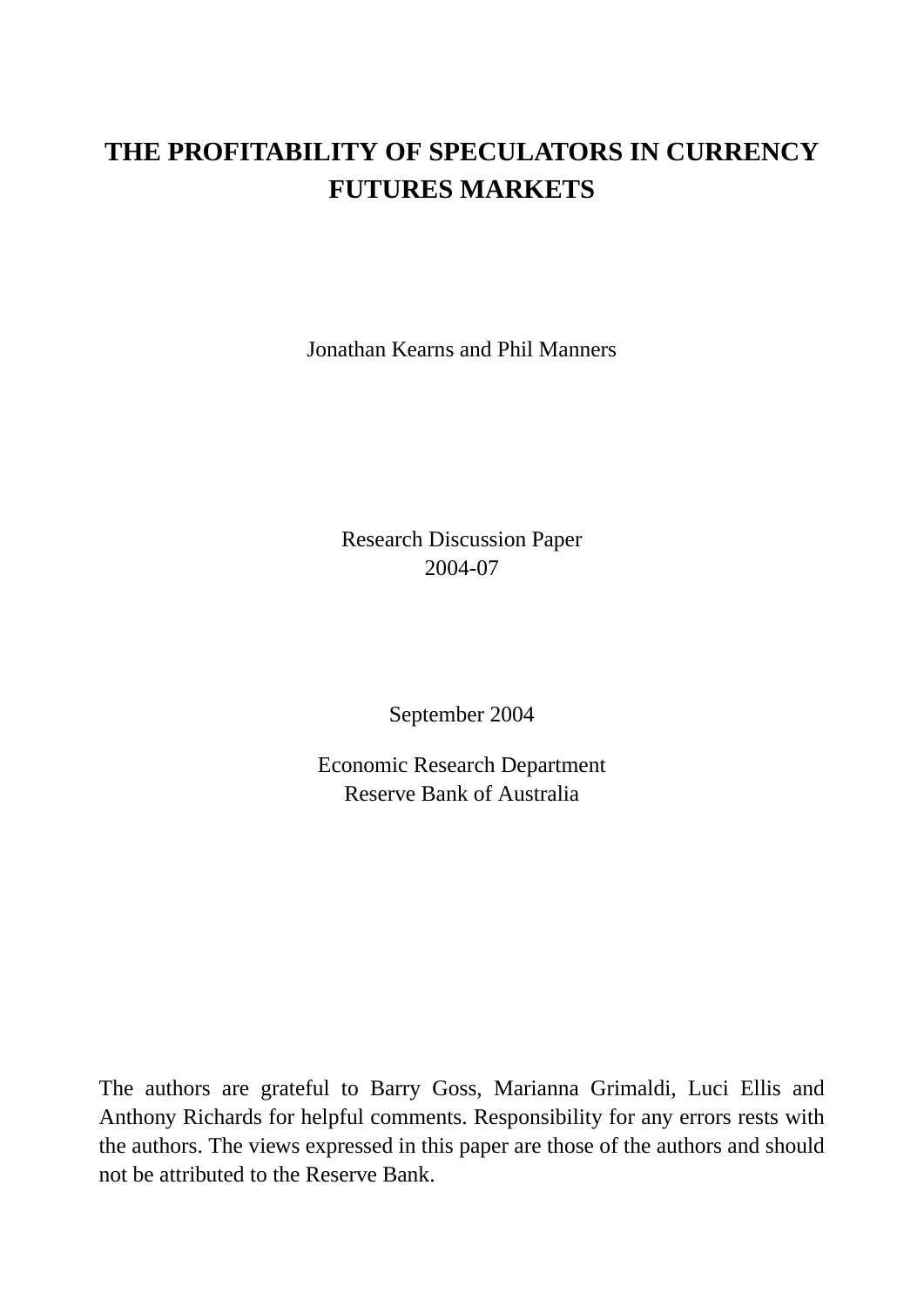# THE PROFITABILITY OF SPECULATORS IN CURRENCY FUTURES MARKETS

Jonathan Kearns and Phil Manners

Research Discussion Paper
2004-07

September 2004

Economic Research Department
Reserve Bank of Australia

The authors are grateful to Barry Goss, Marianna Grimaldi, Luci Ellis and Anthony Richards for helpful comments. Responsibility for any errors rests with the authors. The views expressed in this paper are those of the authors and should not be attributed to the Reserve Bank.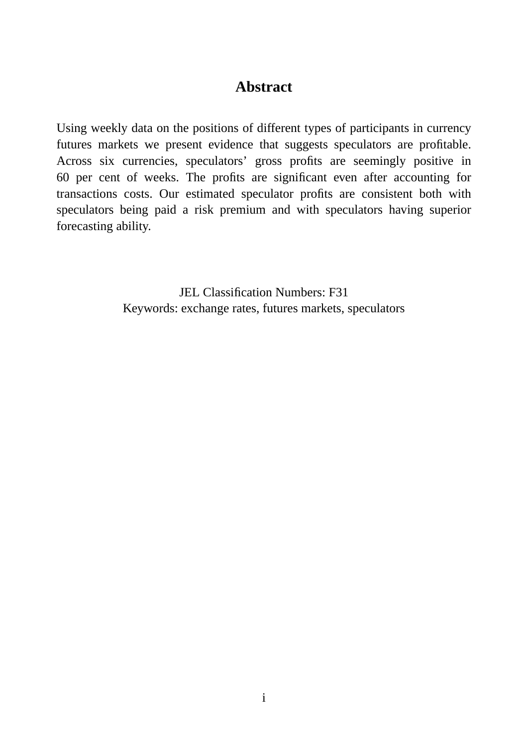# Abstract

Using weekly data on the positions of different types of participants in currency futures markets we present evidence that suggests speculators are profitable. Across six currencies, speculators' gross profits are seemingly positive in 60 per cent of weeks. The profits are significant even after accounting for transactions costs. Our estimated speculator profits are consistent both with speculators being paid a risk premium and with speculators having superior forecasting ability.

JEL Classification Numbers: F31
Keywords: exchange rates, futures markets, speculators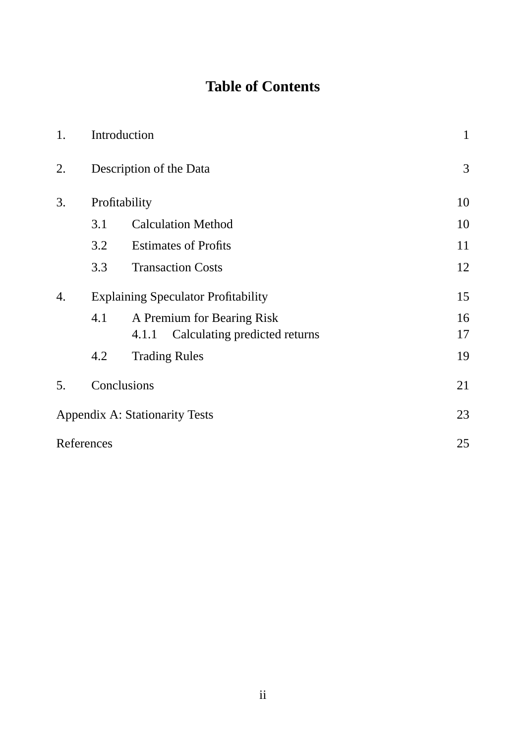# Table of Contents

| | | |
|---|---|---|
| 1. | Introduction | 1 |
| 2. | Description of the Data | 3 |
| 3. | Profitability | 10 |
| | 3.1 Calculation Method | 10 |
| | 3.2 Estimates of Profits | 11 |
| | 3.3 Transaction Costs | 12 |
| 4. | Explaining Speculator Profitability | 15 |
| | 4.1 A Premium for Bearing Risk | 16 |
| | 4.1.1 Calculating predicted returns | 17 |
| | 4.2 Trading Rules | 19 |
| 5. | Conclusions | 21 |
| Appendix A: Stationarity Tests | | 23 |
| References | | 25 |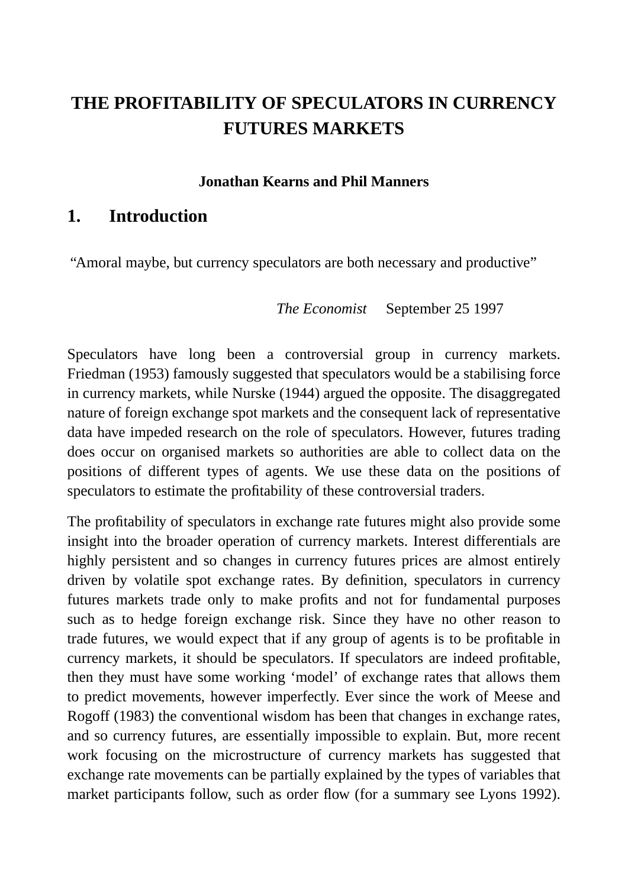# THE PROFITABILITY OF SPECULATORS IN CURRENCY FUTURES MARKETS

**Jonathan Kearns and Phil Manners**

## 1. Introduction

"Amoral maybe, but currency speculators are both necessary and productive"

*The Economist* September 25 1997

Speculators have long been a controversial group in currency markets. Friedman (1953) famously suggested that speculators would be a stabilising force in currency markets, while Nurske (1944) argued the opposite. The disaggregated nature of foreign exchange spot markets and the consequent lack of representative data have impeded research on the role of speculators. However, futures trading does occur on organised markets so authorities are able to collect data on the positions of different types of agents. We use these data on the positions of speculators to estimate the profitability of these controversial traders.

The profitability of speculators in exchange rate futures might also provide some insight into the broader operation of currency markets. Interest differentials are highly persistent and so changes in currency futures prices are almost entirely driven by volatile spot exchange rates. By definition, speculators in currency futures markets trade only to make profits and not for fundamental purposes such as to hedge foreign exchange risk. Since they have no other reason to trade futures, we would expect that if any group of agents is to be profitable in currency markets, it should be speculators. If speculators are indeed profitable, then they must have some working 'model' of exchange rates that allows them to predict movements, however imperfectly. Ever since the work of Meese and Rogoff (1983) the conventional wisdom has been that changes in exchange rates, and so currency futures, are essentially impossible to explain. But, more recent work focusing on the microstructure of currency markets has suggested that exchange rate movements can be partially explained by the types of variables that market participants follow, such as order flow (for a summary see Lyons 1992).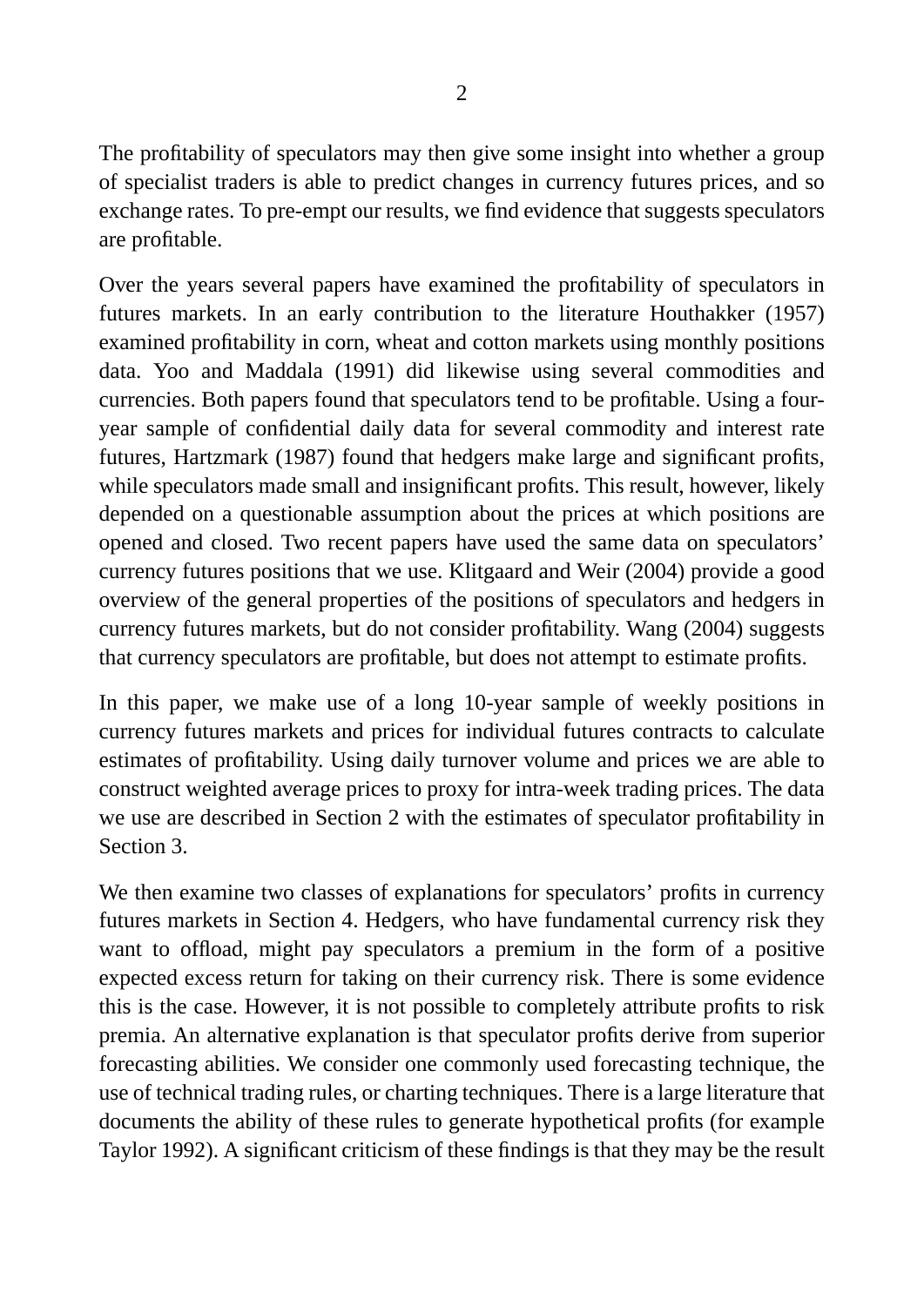The profitability of speculators may then give some insight into whether a group of specialist traders is able to predict changes in currency futures prices, and so exchange rates. To pre-empt our results, we find evidence that suggests speculators are profitable.

Over the years several papers have examined the profitability of speculators in futures markets. In an early contribution to the literature Houthakker (1957) examined profitability in corn, wheat and cotton markets using monthly positions data. Yoo and Maddala (1991) did likewise using several commodities and currencies. Both papers found that speculators tend to be profitable. Using a four-year sample of confidential daily data for several commodity and interest rate futures, Hartzmark (1987) found that hedgers make large and significant profits, while speculators made small and insignificant profits. This result, however, likely depended on a questionable assumption about the prices at which positions are opened and closed. Two recent papers have used the same data on speculators' currency futures positions that we use. Klitgaard and Weir (2004) provide a good overview of the general properties of the positions of speculators and hedgers in currency futures markets, but do not consider profitability. Wang (2004) suggests that currency speculators are profitable, but does not attempt to estimate profits.

In this paper, we make use of a long 10-year sample of weekly positions in currency futures markets and prices for individual futures contracts to calculate estimates of profitability. Using daily turnover volume and prices we are able to construct weighted average prices to proxy for intra-week trading prices. The data we use are described in Section 2 with the estimates of speculator profitability in Section 3.

We then examine two classes of explanations for speculators' profits in currency futures markets in Section 4. Hedgers, who have fundamental currency risk they want to offload, might pay speculators a premium in the form of a positive expected excess return for taking on their currency risk. There is some evidence this is the case. However, it is not possible to completely attribute profits to risk premia. An alternative explanation is that speculator profits derive from superior forecasting abilities. We consider one commonly used forecasting technique, the use of technical trading rules, or charting techniques. There is a large literature that documents the ability of these rules to generate hypothetical profits (for example Taylor 1992). A significant criticism of these findings is that they may be the result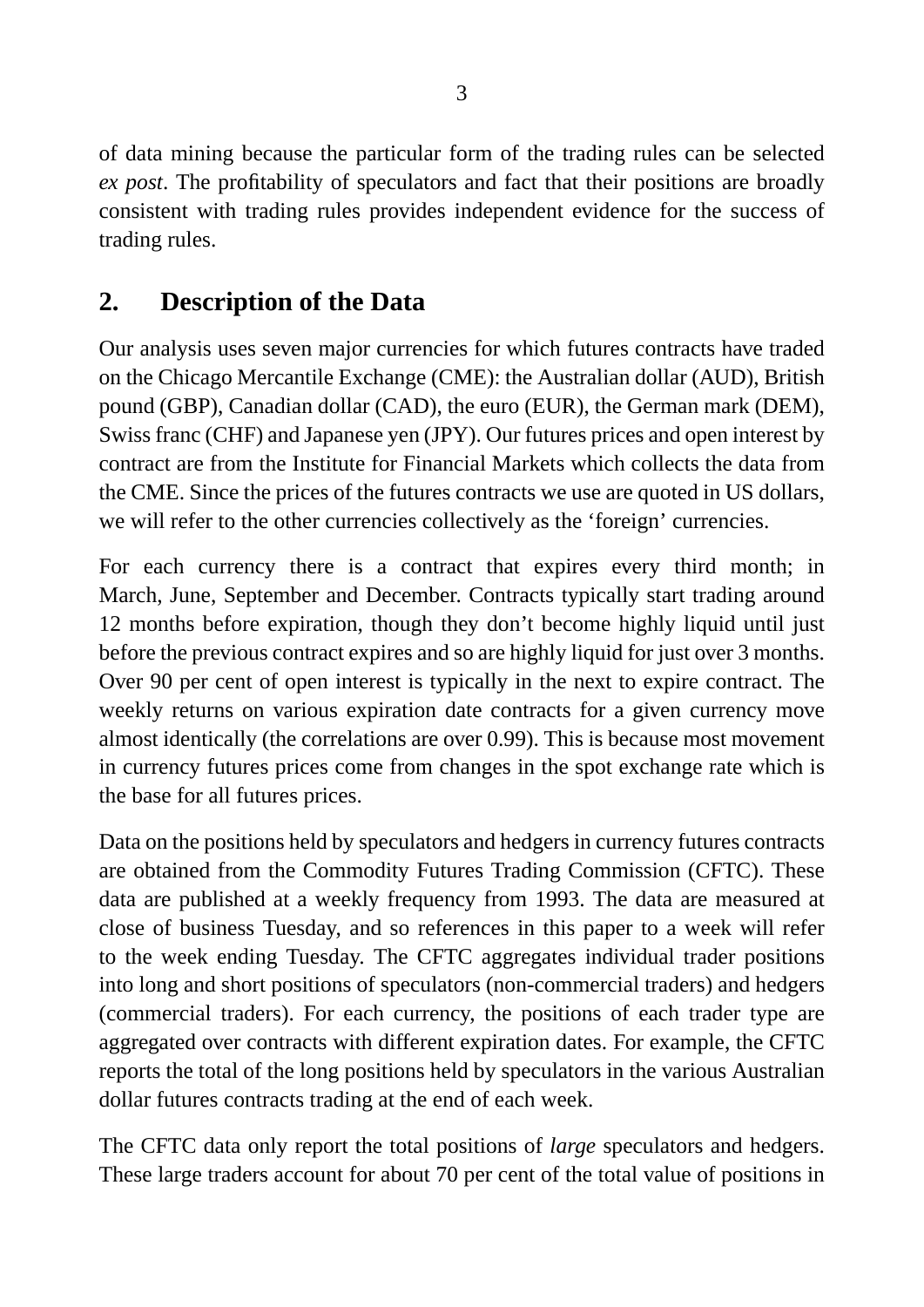of data mining because the particular form of the trading rules can be selected *ex post*. The profitability of speculators and fact that their positions are broadly consistent with trading rules provides independent evidence for the success of trading rules.

## 2. Description of the Data

Our analysis uses seven major currencies for which futures contracts have traded on the Chicago Mercantile Exchange (CME): the Australian dollar (AUD), British pound (GBP), Canadian dollar (CAD), the euro (EUR), the German mark (DEM), Swiss franc (CHF) and Japanese yen (JPY). Our futures prices and open interest by contract are from the Institute for Financial Markets which collects the data from the CME. Since the prices of the futures contracts we use are quoted in US dollars, we will refer to the other currencies collectively as the 'foreign' currencies.

For each currency there is a contract that expires every third month; in March, June, September and December. Contracts typically start trading around 12 months before expiration, though they don't become highly liquid until just before the previous contract expires and so are highly liquid for just over 3 months. Over 90 per cent of open interest is typically in the next to expire contract. The weekly returns on various expiration date contracts for a given currency move almost identically (the correlations are over 0.99). This is because most movement in currency futures prices come from changes in the spot exchange rate which is the base for all futures prices.

Data on the positions held by speculators and hedgers in currency futures contracts are obtained from the Commodity Futures Trading Commission (CFTC). These data are published at a weekly frequency from 1993. The data are measured at close of business Tuesday, and so references in this paper to a week will refer to the week ending Tuesday. The CFTC aggregates individual trader positions into long and short positions of speculators (non-commercial traders) and hedgers (commercial traders). For each currency, the positions of each trader type are aggregated over contracts with different expiration dates. For example, the CFTC reports the total of the long positions held by speculators in the various Australian dollar futures contracts trading at the end of each week.

The CFTC data only report the total positions of *large* speculators and hedgers. These large traders account for about 70 per cent of the total value of positions in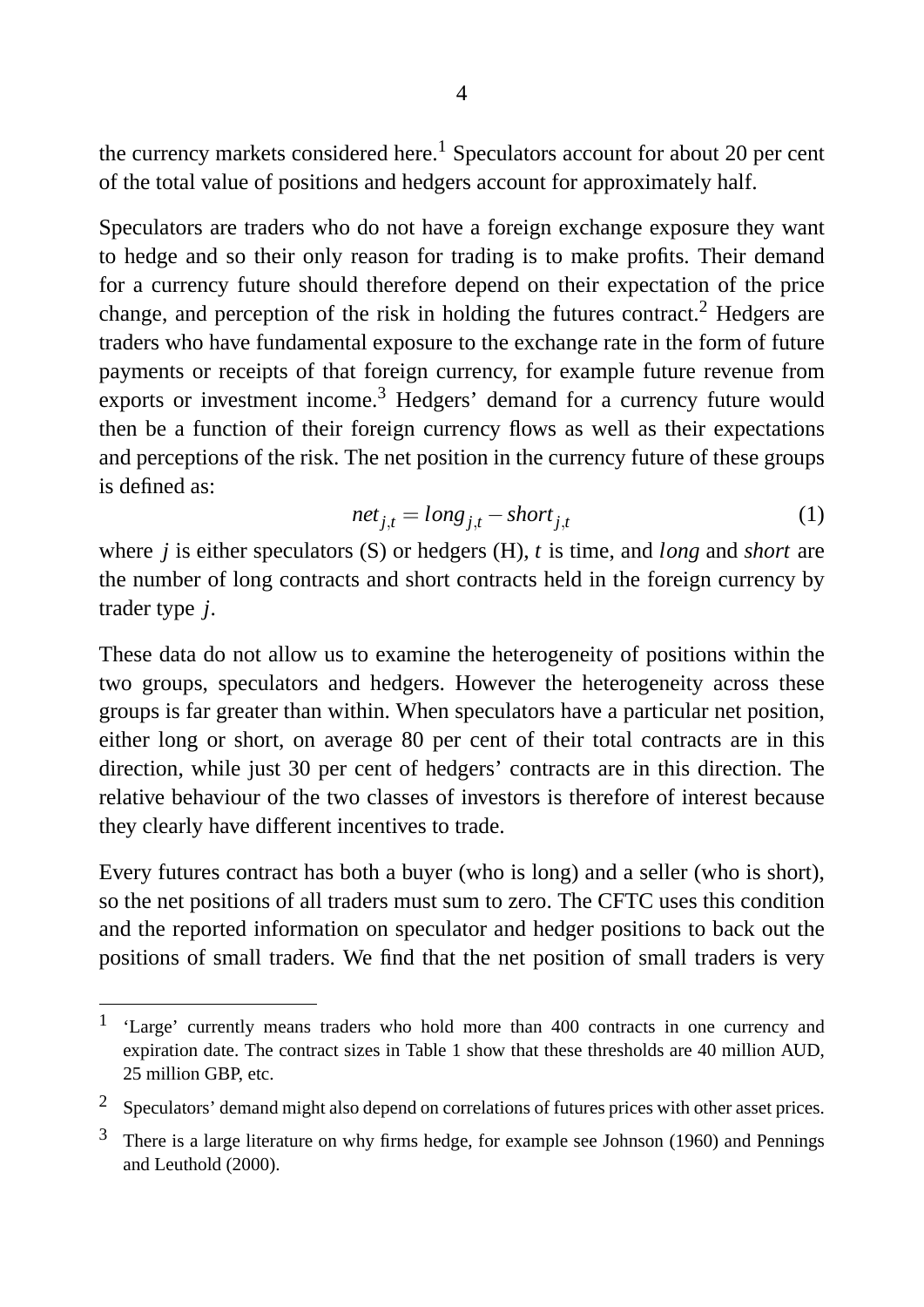the currency markets considered here.[1] Speculators account for about 20 per cent of the total value of positions and hedgers account for approximately half.

Speculators are traders who do not have a foreign exchange exposure they want to hedge and so their only reason for trading is to make profits. Their demand for a currency future should therefore depend on their expectation of the price change, and perception of the risk in holding the futures contract.[2] Hedgers are traders who have fundamental exposure to the exchange rate in the form of future payments or receipts of that foreign currency, for example future revenue from exports or investment income.[3] Hedgers' demand for a currency future would then be a function of their foreign currency flows as well as their expectations and perceptions of the risk. The net position in the currency future of these groups is defined as:

$$net_{j,t} = long_{j,t} - short_{j,t} \tag{1}$$

where $j$ is either speculators (S) or hedgers (H), $t$ is time, and $long$ and $short$ are the number of long contracts and short contracts held in the foreign currency by trader type $j$.

These data do not allow us to examine the heterogeneity of positions within the two groups, speculators and hedgers. However the heterogeneity across these groups is far greater than within. When speculators have a particular net position, either long or short, on average 80 per cent of their total contracts are in this direction, while just 30 per cent of hedgers' contracts are in this direction. The relative behaviour of the two classes of investors is therefore of interest because they clearly have different incentives to trade.

Every futures contract has both a buyer (who is long) and a seller (who is short), so the net positions of all traders must sum to zero. The CFTC uses this condition and the reported information on speculator and hedger positions to back out the positions of small traders. We find that the net position of small traders is very

---

[1] 'Large' currently means traders who hold more than 400 contracts in one currency and expiration date. The contract sizes in Table 1 show that these thresholds are 40 million AUD, 25 million GBP, etc.

[2] Speculators' demand might also depend on correlations of futures prices with other asset prices.

[3] There is a large literature on why firms hedge, for example see Johnson (1960) and Pennings and Leuthold (2000).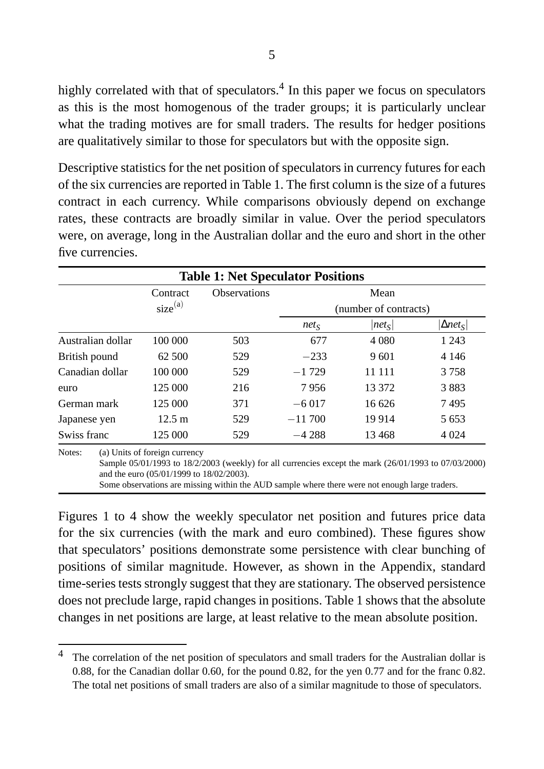highly correlated with that of speculators.[4] In this paper we focus on speculators as this is the most homogenous of the trader groups; it is particularly unclear what the trading motives are for small traders. The results for hedger positions are qualitatively similar to those for speculators but with the opposite sign.

Descriptive statistics for the net position of speculators in currency futures for each of the six currencies are reported in Table 1. The first column is the size of a futures contract in each currency. While comparisons obviously depend on exchange rates, these contracts are broadly similar in value. Over the period speculators were, on average, long in the Australian dollar and the euro and short in the other five currencies.

**Table 1: Net Speculator Positions**

| | Contract size[(a)] | Observations | Mean (number of contracts) | | |
|---|---|---|---|---|---|
| | | | $net_S$ | $\|net_S\|$ | $\|\Delta net_S\|$ |
| Australian dollar | 100 000 | 503 | 677 | 4 080 | 1 243 |
| British pound | 62 500 | 529 | −233 | 9 601 | 4 146 |
| Canadian dollar | 100 000 | 529 | −1 729 | 11 111 | 3 758 |
| euro | 125 000 | 216 | 7 956 | 13 372 | 3 883 |
| German mark | 125 000 | 371 | −6 017 | 16 626 | 7 495 |
| Japanese yen | 12.5 m | 529 | −11 700 | 19 914 | 5 653 |
| Swiss franc | 125 000 | 529 | −4 288 | 13 468 | 4 024 |

Notes: (a) Units of foreign currency
Sample 05/01/1993 to 18/2/2003 (weekly) for all currencies except the mark (26/01/1993 to 07/03/2000) and the euro (05/01/1999 to 18/02/2003).
Some observations are missing within the AUD sample where there were not enough large traders.

Figures 1 to 4 show the weekly speculator net position and futures price data for the six currencies (with the mark and euro combined). These figures show that speculators' positions demonstrate some persistence with clear bunching of positions of similar magnitude. However, as shown in the Appendix, standard time-series tests strongly suggest that they are stationary. The observed persistence does not preclude large, rapid changes in positions. Table 1 shows that the absolute changes in net positions are large, at least relative to the mean absolute position.

[4] The correlation of the net position of speculators and small traders for the Australian dollar is 0.88, for the Canadian dollar 0.60, for the pound 0.82, for the yen 0.77 and for the franc 0.82. The total net positions of small traders are also of a similar magnitude to those of speculators.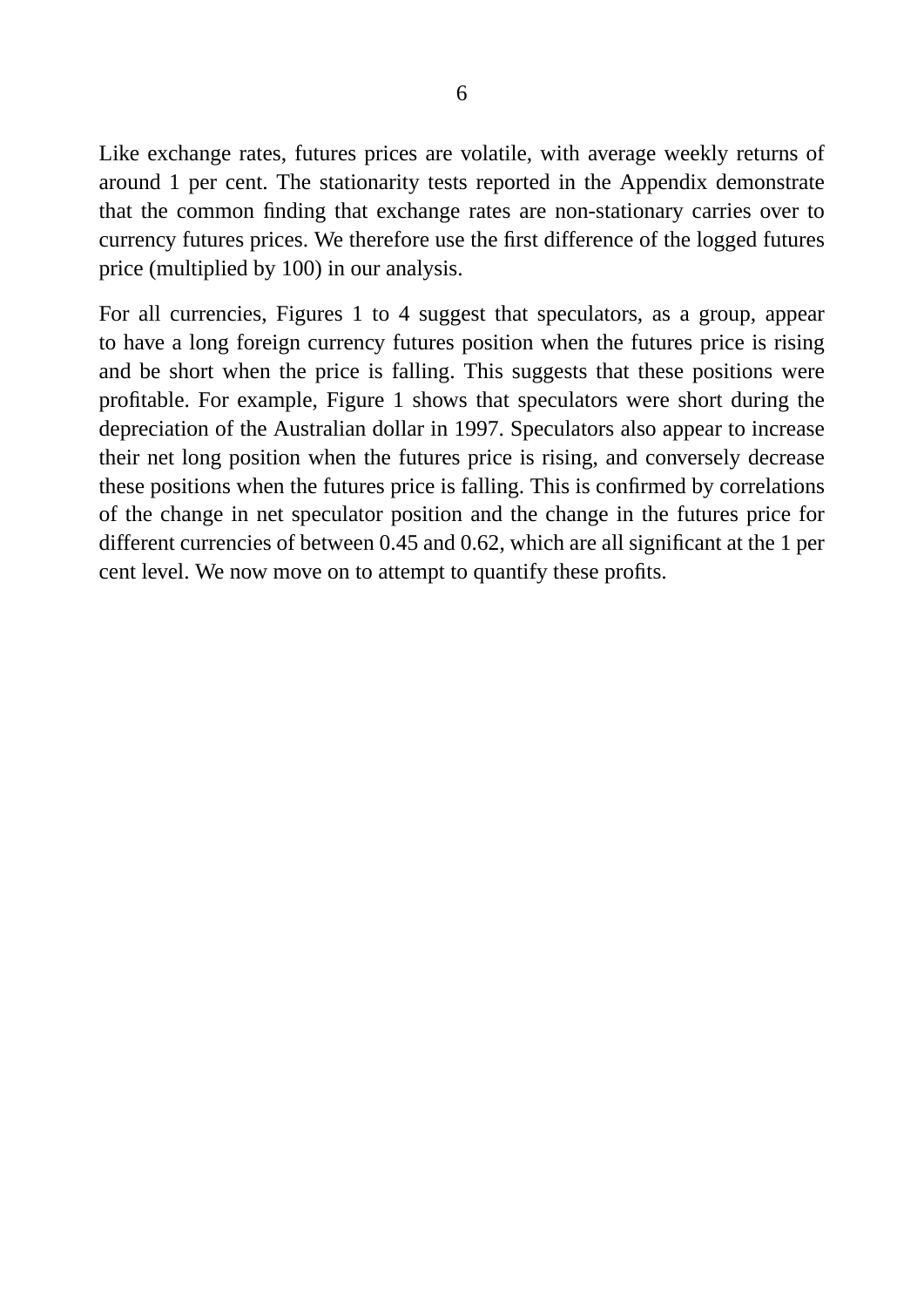Like exchange rates, futures prices are volatile, with average weekly returns of around 1 per cent. The stationarity tests reported in the Appendix demonstrate that the common finding that exchange rates are non-stationary carries over to currency futures prices. We therefore use the first difference of the logged futures price (multiplied by 100) in our analysis.

For all currencies, Figures 1 to 4 suggest that speculators, as a group, appear to have a long foreign currency futures position when the futures price is rising and be short when the price is falling. This suggests that these positions were profitable. For example, Figure 1 shows that speculators were short during the depreciation of the Australian dollar in 1997. Speculators also appear to increase their net long position when the futures price is rising, and conversely decrease these positions when the futures price is falling. This is confirmed by correlations of the change in net speculator position and the change in the futures price for different currencies of between 0.45 and 0.62, which are all significant at the 1 per cent level. We now move on to attempt to quantify these profits.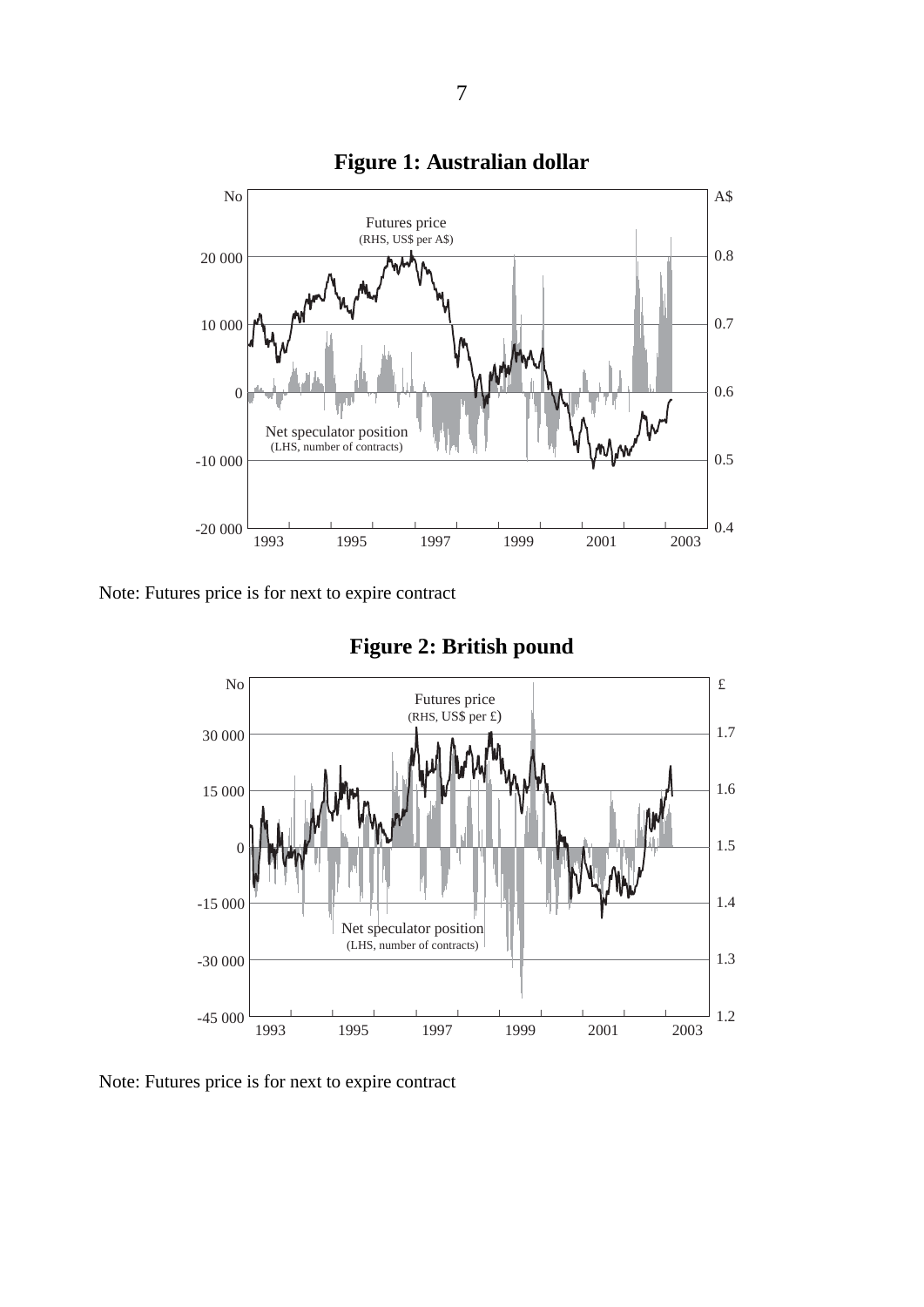**Figure 1: Australian dollar**

Note: Futures price is for next to expire contract

**Figure 2: British pound**

Note: Futures price is for next to expire contract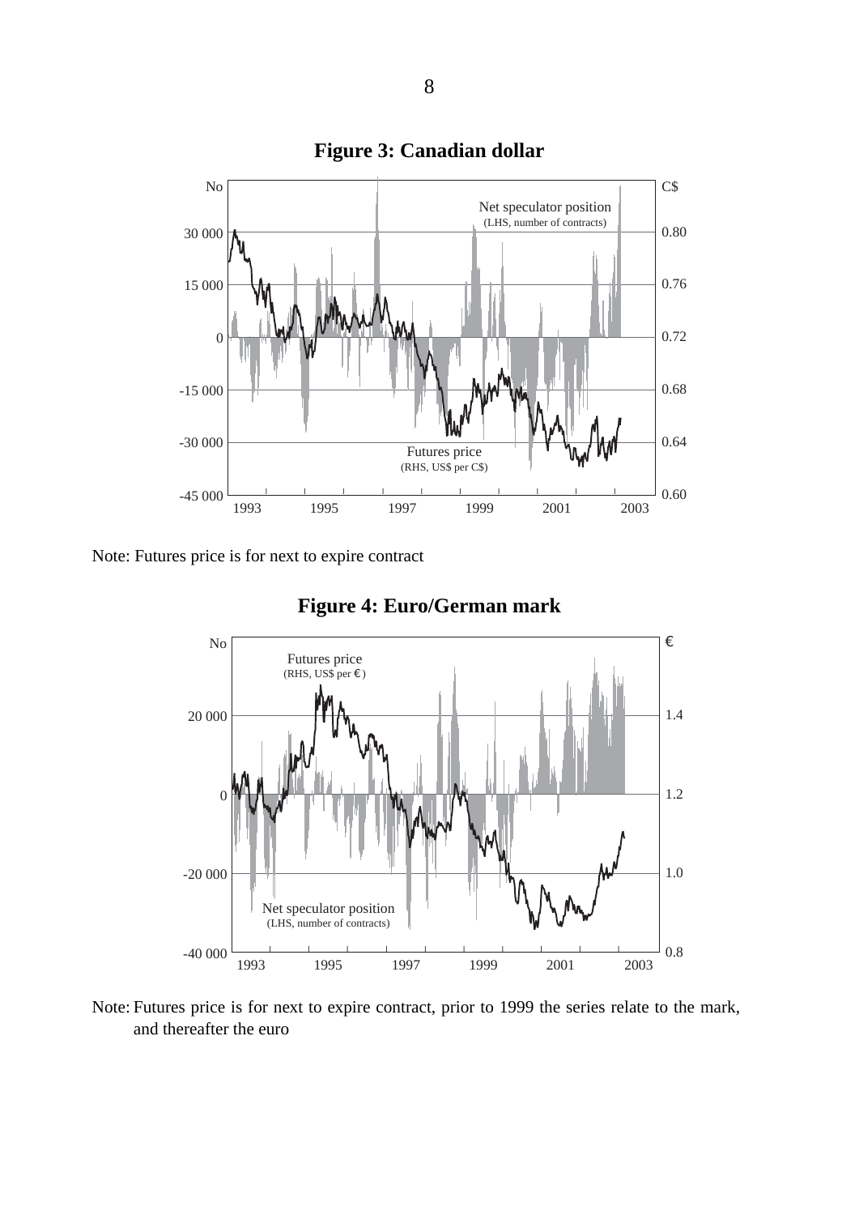**Figure 3: Canadian dollar**

Note: Futures price is for next to expire contract

**Figure 4: Euro/German mark**

Note: Futures price is for next to expire contract, prior to 1999 the series relate to the mark, and thereafter the euro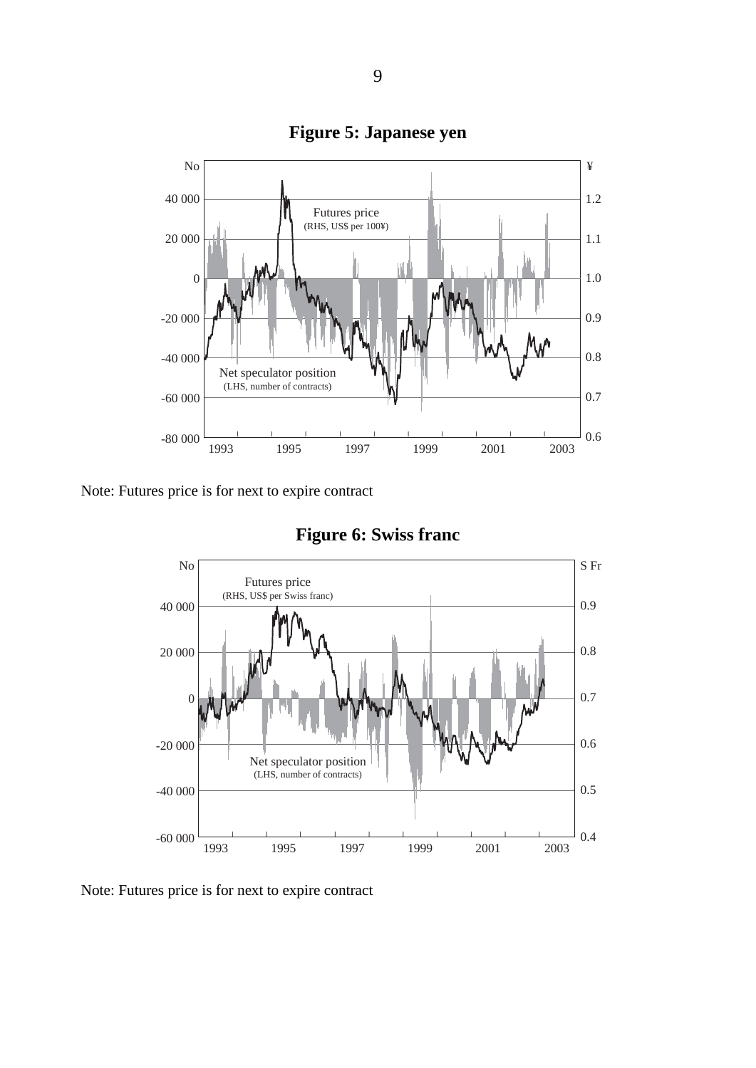**Figure 5: Japanese yen**

Note: Futures price is for next to expire contract

**Figure 6: Swiss franc**

Note: Futures price is for next to expire contract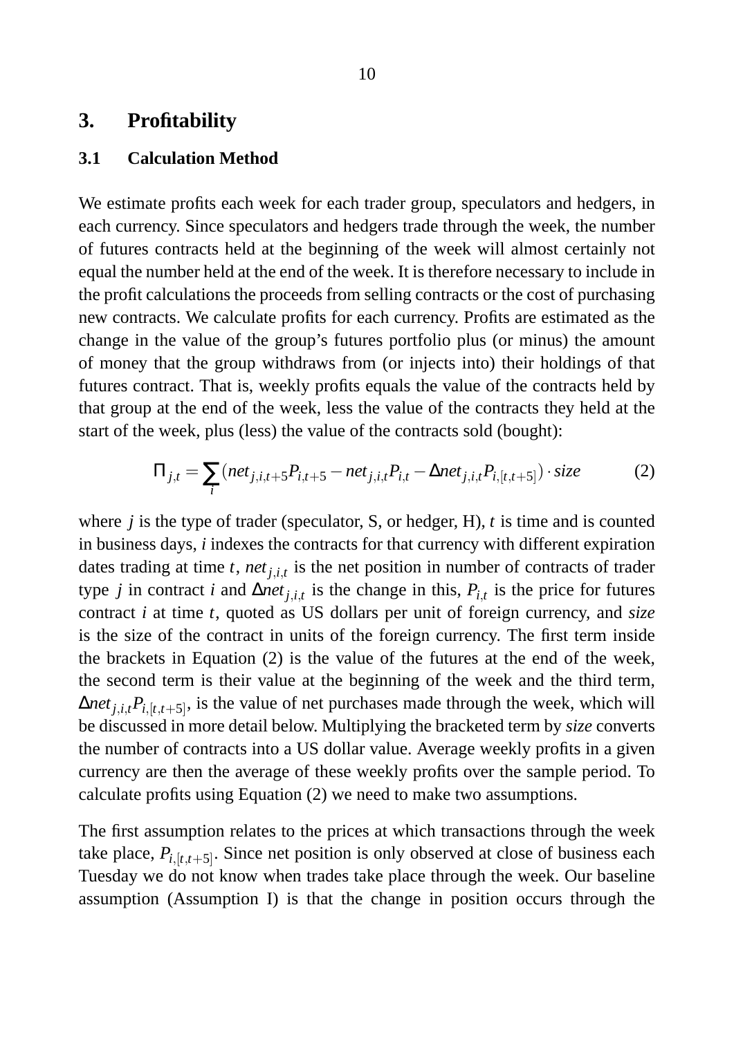## 3. Profitability

### 3.1 Calculation Method

We estimate profits each week for each trader group, speculators and hedgers, in each currency. Since speculators and hedgers trade through the week, the number of futures contracts held at the beginning of the week will almost certainly not equal the number held at the end of the week. It is therefore necessary to include in the profit calculations the proceeds from selling contracts or the cost of purchasing new contracts. We calculate profits for each currency. Profits are estimated as the change in the value of the group's futures portfolio plus (or minus) the amount of money that the group withdraws from (or injects into) their holdings of that futures contract. That is, weekly profits equals the value of the contracts held by that group at the end of the week, less the value of the contracts they held at the start of the week, plus (less) the value of the contracts sold (bought):

$$\Pi_{j,t} = \sum_{i} \left( net_{j,i,t+5} P_{i,t+5} - net_{j,i,t} P_{i,t} - \Delta net_{j,i,t} P_{i,[t,t+5]} \right) \cdot size \tag{2}$$

where $j$ is the type of trader (speculator, S, or hedger, H), $t$ is time and is counted in business days, $i$ indexes the contracts for that currency with different expiration dates trading at time $t$, $net_{j,i,t}$ is the net position in number of contracts of trader type $j$ in contract $i$ and $\Delta net_{j,i,t}$ is the change in this, $P_{i,t}$ is the price for futures contract $i$ at time $t$, quoted as US dollars per unit of foreign currency, and *size* is the size of the contract in units of the foreign currency. The first term inside the brackets in Equation (2) is the value of the futures at the end of the week, the second term is their value at the beginning of the week and the third term, $\Delta net_{j,i,t} P_{i,[t,t+5]}$, is the value of net purchases made through the week, which will be discussed in more detail below. Multiplying the bracketed term by *size* converts the number of contracts into a US dollar value. Average weekly profits in a given currency are then the average of these weekly profits over the sample period. To calculate profits using Equation (2) we need to make two assumptions.

The first assumption relates to the prices at which transactions through the week take place, $P_{i,[t,t+5]}$. Since net position is only observed at close of business each Tuesday we do not know when trades take place through the week. Our baseline assumption (Assumption I) is that the change in position occurs through the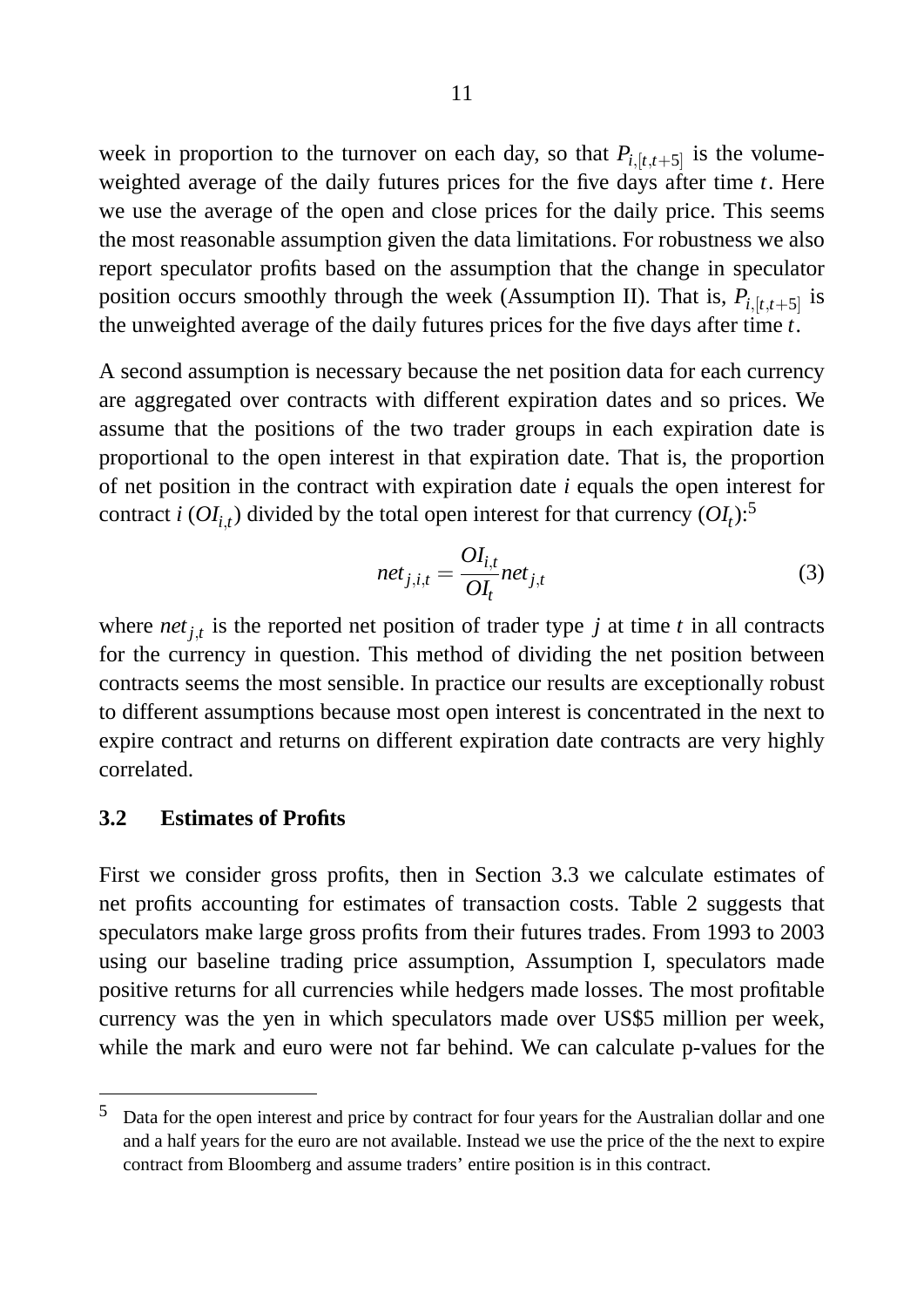week in proportion to the turnover on each day, so that $P_{i,[t,t+5]}$ is the volume-weighted average of the daily futures prices for the five days after time $t$. Here we use the average of the open and close prices for the daily price. This seems the most reasonable assumption given the data limitations. For robustness we also report speculator profits based on the assumption that the change in speculator position occurs smoothly through the week (Assumption II). That is, $P_{i,[t,t+5]}$ is the unweighted average of the daily futures prices for the five days after time $t$.

A second assumption is necessary because the net position data for each currency are aggregated over contracts with different expiration dates and so prices. We assume that the positions of the two trader groups in each expiration date is proportional to the open interest in that expiration date. That is, the proportion of net position in the contract with expiration date $i$ equals the open interest for contract $i$ ($OI_{i,t}$) divided by the total open interest for that currency ($OI_t$):[5]

$$net_{j,i,t} = \frac{OI_{i,t}}{OI_t} net_{j,t} \tag{3}$$

where $net_{j,t}$ is the reported net position of trader type $j$ at time $t$ in all contracts for the currency in question. This method of dividing the net position between contracts seems the most sensible. In practice our results are exceptionally robust to different assumptions because most open interest is concentrated in the next to expire contract and returns on different expiration date contracts are very highly correlated.

### 3.2 Estimates of Profits

First we consider gross profits, then in Section 3.3 we calculate estimates of net profits accounting for estimates of transaction costs. Table 2 suggests that speculators make large gross profits from their futures trades. From 1993 to 2003 using our baseline trading price assumption, Assumption I, speculators made positive returns for all currencies while hedgers made losses. The most profitable currency was the yen in which speculators made over US$5 million per week, while the mark and euro were not far behind. We can calculate p-values for the

---

[5] Data for the open interest and price by contract for four years for the Australian dollar and one and a half years for the euro are not available. Instead we use the price of the the next to expire contract from Bloomberg and assume traders' entire position is in this contract.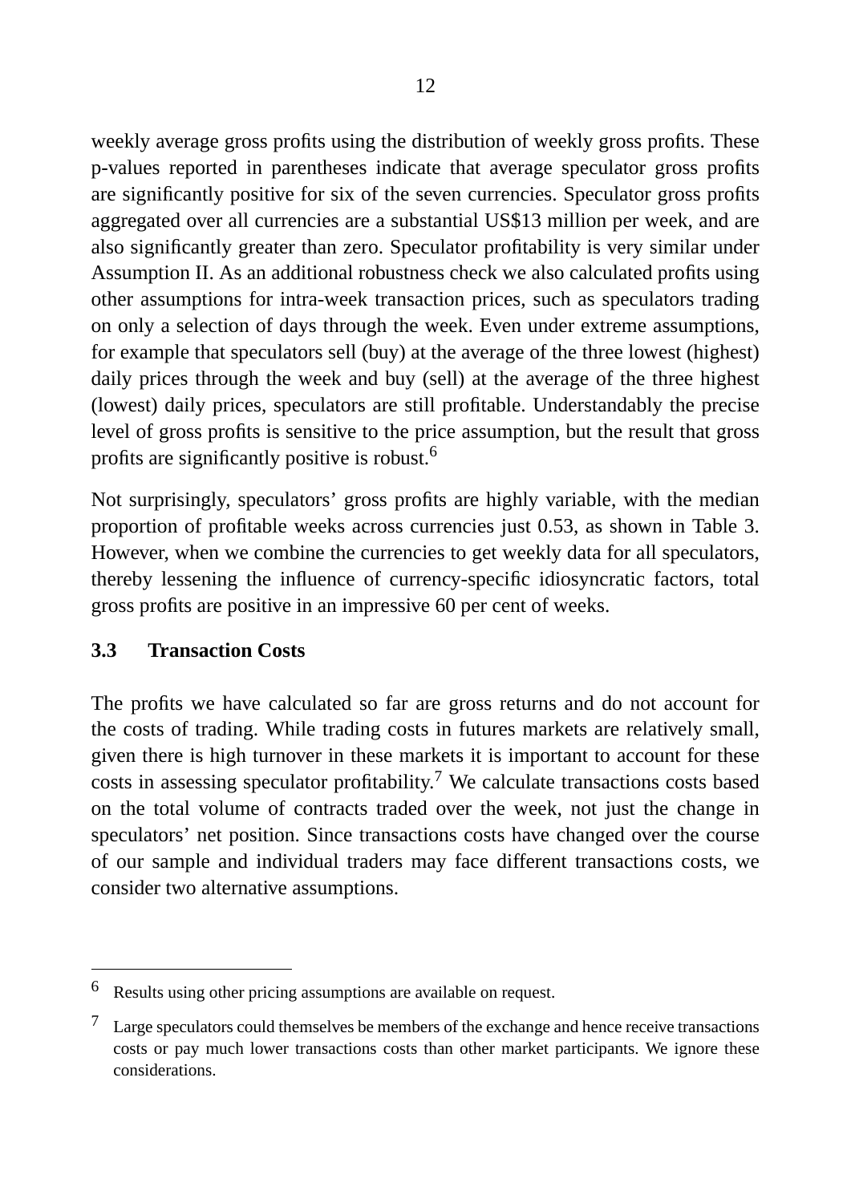weekly average gross profits using the distribution of weekly gross profits. These p-values reported in parentheses indicate that average speculator gross profits are significantly positive for six of the seven currencies. Speculator gross profits aggregated over all currencies are a substantial US$13 million per week, and are also significantly greater than zero. Speculator profitability is very similar under Assumption II. As an additional robustness check we also calculated profits using other assumptions for intra-week transaction prices, such as speculators trading on only a selection of days through the week. Even under extreme assumptions, for example that speculators sell (buy) at the average of the three lowest (highest) daily prices through the week and buy (sell) at the average of the three highest (lowest) daily prices, speculators are still profitable. Understandably the precise level of gross profits is sensitive to the price assumption, but the result that gross profits are significantly positive is robust.[6]

Not surprisingly, speculators' gross profits are highly variable, with the median proportion of profitable weeks across currencies just 0.53, as shown in Table 3. However, when we combine the currencies to get weekly data for all speculators, thereby lessening the influence of currency-specific idiosyncratic factors, total gross profits are positive in an impressive 60 per cent of weeks.

### 3.3 Transaction Costs

The profits we have calculated so far are gross returns and do not account for the costs of trading. While trading costs in futures markets are relatively small, given there is high turnover in these markets it is important to account for these costs in assessing speculator profitability.[7] We calculate transactions costs based on the total volume of contracts traded over the week, not just the change in speculators' net position. Since transactions costs have changed over the course of our sample and individual traders may face different transactions costs, we consider two alternative assumptions.

---

[6] Results using other pricing assumptions are available on request.

[7] Large speculators could themselves be members of the exchange and hence receive transactions costs or pay much lower transactions costs than other market participants. We ignore these considerations.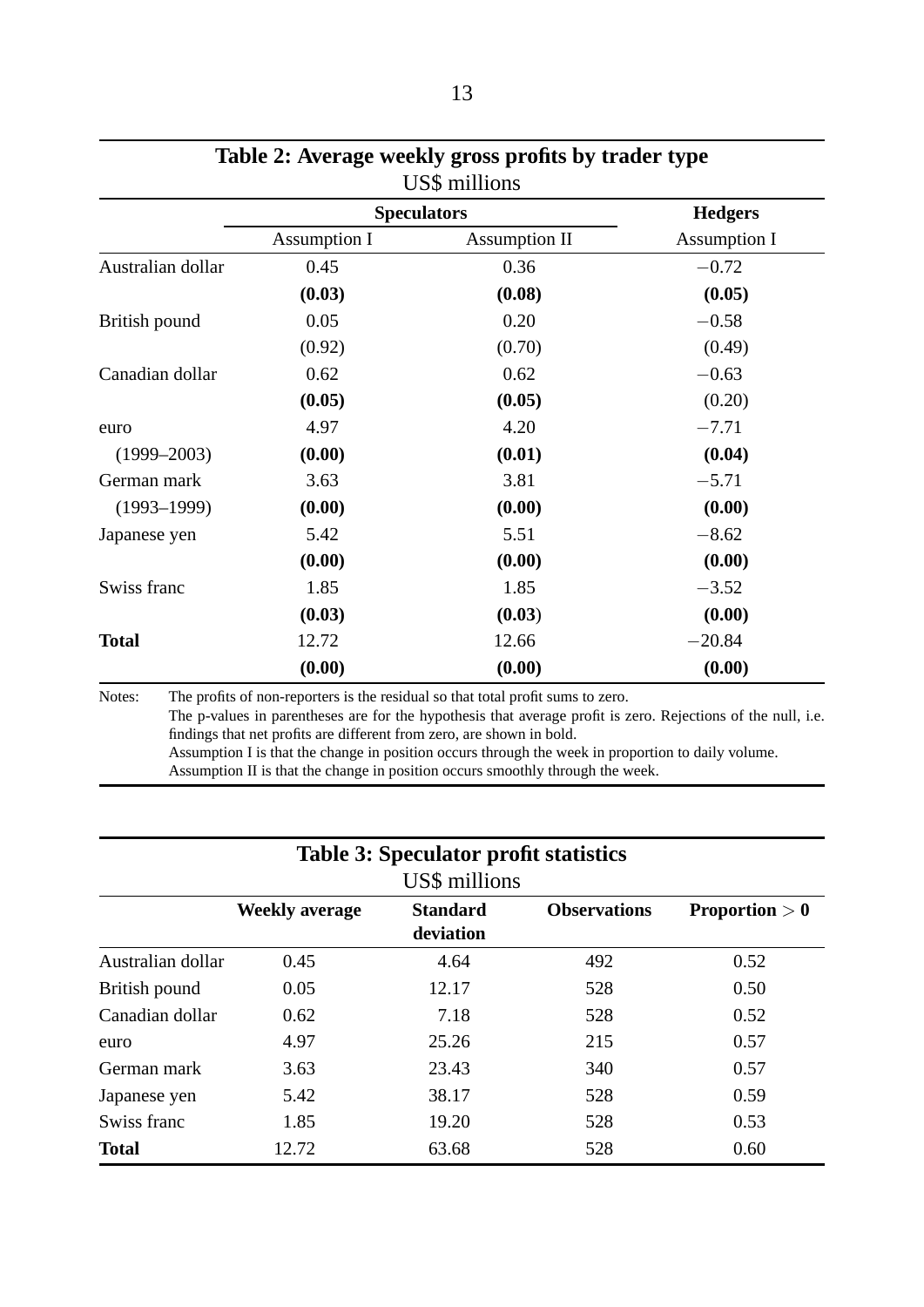**Table 2: Average weekly gross profits by trader type**

US$ millions

| | Speculators | | Hedgers |
|---|---|---|---|
| | Assumption I | Assumption II | Assumption I |
| Australian dollar | 0.45 | 0.36 | $-0.72$ |
| | **(0.03)** | **(0.08)** | **(0.05)** |
| British pound | 0.05 | 0.20 | $-0.58$ |
| | (0.92) | (0.70) | (0.49) |
| Canadian dollar | 0.62 | 0.62 | $-0.63$ |
| | **(0.05)** | **(0.05)** | (0.20) |
| euro | 4.97 | 4.20 | $-7.71$ |
| (1999–2003) | **(0.00)** | **(0.01)** | **(0.04)** |
| German mark | 3.63 | 3.81 | $-5.71$ |
| (1993–1999) | **(0.00)** | **(0.00)** | **(0.00)** |
| Japanese yen | 5.42 | 5.51 | $-8.62$ |
| | **(0.00)** | **(0.00)** | **(0.00)** |
| Swiss franc | 1.85 | 1.85 | $-3.52$ |
| | **(0.03)** | **(0.03)** | **(0.00)** |
| **Total** | 12.72 | 12.66 | $-20.84$ |
| | **(0.00)** | **(0.00)** | **(0.00)** |

Notes: The profits of non-reporters is the residual so that total profit sums to zero.
The p-values in parentheses are for the hypothesis that average profit is zero. Rejections of the null, i.e. findings that net profits are different from zero, are shown in bold.
Assumption I is that the change in position occurs through the week in proportion to daily volume.
Assumption II is that the change in position occurs smoothly through the week.

**Table 3: Speculator profit statistics**

US$ millions

| | Weekly average | Standard deviation | Observations | Proportion $> 0$ |
|---|---|---|---|---|
| Australian dollar | 0.45 | 4.64 | 492 | 0.52 |
| British pound | 0.05 | 12.17 | 528 | 0.50 |
| Canadian dollar | 0.62 | 7.18 | 528 | 0.52 |
| euro | 4.97 | 25.26 | 215 | 0.57 |
| German mark | 3.63 | 23.43 | 340 | 0.57 |
| Japanese yen | 5.42 | 38.17 | 528 | 0.59 |
| Swiss franc | 1.85 | 19.20 | 528 | 0.53 |
| **Total** | 12.72 | 63.68 | 528 | 0.60 |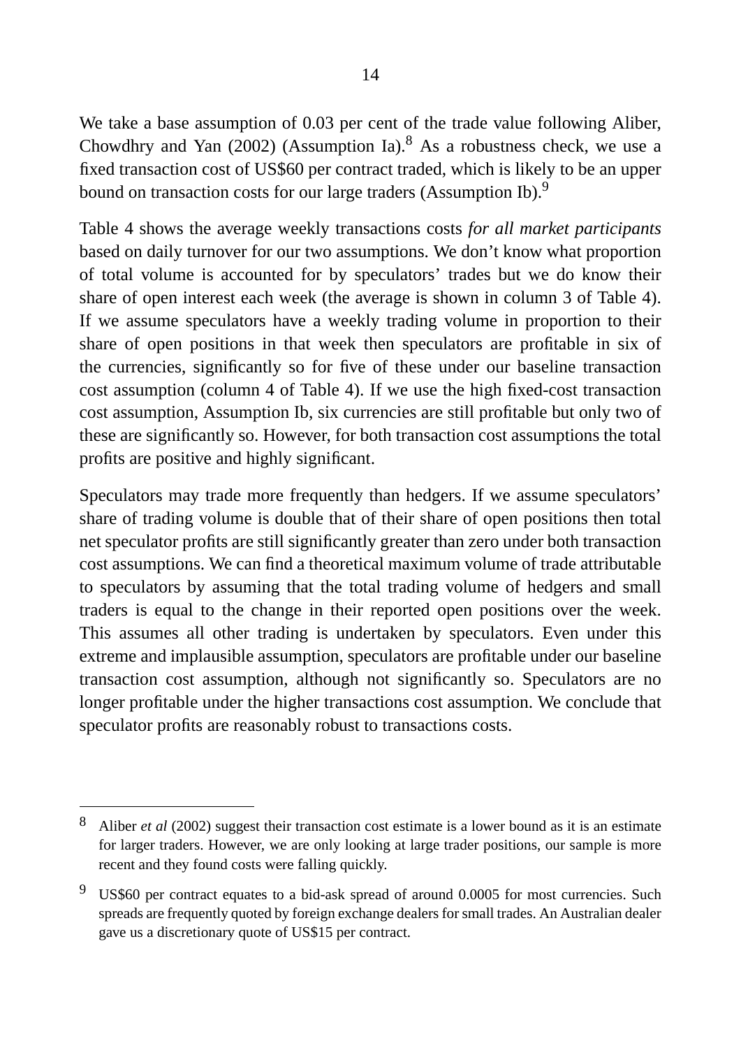We take a base assumption of 0.03 per cent of the trade value following Aliber, Chowdhry and Yan (2002) (Assumption Ia).[8] As a robustness check, we use a fixed transaction cost of US$60 per contract traded, which is likely to be an upper bound on transaction costs for our large traders (Assumption Ib).[9]

Table 4 shows the average weekly transactions costs *for all market participants* based on daily turnover for our two assumptions. We don't know what proportion of total volume is accounted for by speculators' trades but we do know their share of open interest each week (the average is shown in column 3 of Table 4). If we assume speculators have a weekly trading volume in proportion to their share of open positions in that week then speculators are profitable in six of the currencies, significantly so for five of these under our baseline transaction cost assumption (column 4 of Table 4). If we use the high fixed-cost transaction cost assumption, Assumption Ib, six currencies are still profitable but only two of these are significantly so. However, for both transaction cost assumptions the total profits are positive and highly significant.

Speculators may trade more frequently than hedgers. If we assume speculators' share of trading volume is double that of their share of open positions then total net speculator profits are still significantly greater than zero under both transaction cost assumptions. We can find a theoretical maximum volume of trade attributable to speculators by assuming that the total trading volume of hedgers and small traders is equal to the change in their reported open positions over the week. This assumes all other trading is undertaken by speculators. Even under this extreme and implausible assumption, speculators are profitable under our baseline transaction cost assumption, although not significantly so. Speculators are no longer profitable under the higher transactions cost assumption. We conclude that speculator profits are reasonably robust to transactions costs.

---

[8] Aliber *et al* (2002) suggest their transaction cost estimate is a lower bound as it is an estimate for larger traders. However, we are only looking at large trader positions, our sample is more recent and they found costs were falling quickly.

[9] US$60 per contract equates to a bid-ask spread of around 0.0005 for most currencies. Such spreads are frequently quoted by foreign exchange dealers for small trades. An Australian dealer gave us a discretionary quote of US$15 per contract.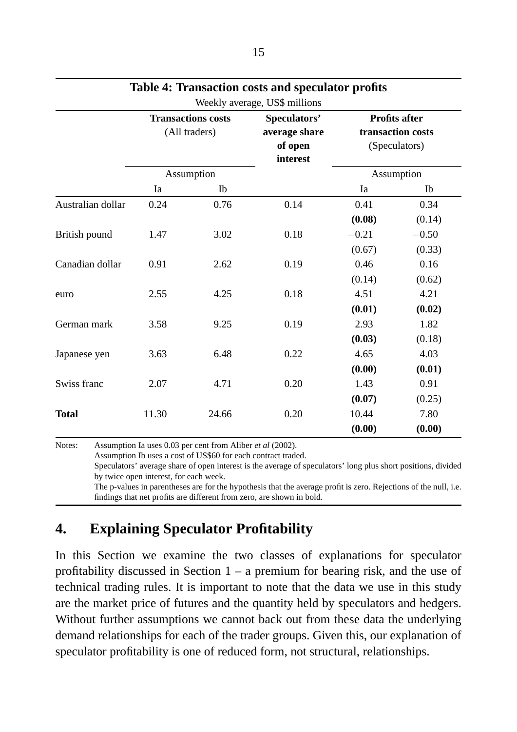**Table 4: Transaction costs and speculator profits**

Weekly average, US$ millions

| | Transactions costs (All traders) | | Speculators' average share of open interest | Profits after transaction costs (Speculators) | |
|---|---|---|---|---|---|
| | Assumption | | | Assumption | |
| | Ia | Ib | | Ia | Ib |
| Australian dollar | 0.24 | 0.76 | 0.14 | 0.41 | 0.34 |
| | | | | **(0.08)** | (0.14) |
| British pound | 1.47 | 3.02 | 0.18 | −0.21 | −0.50 |
| | | | | (0.67) | (0.33) |
| Canadian dollar | 0.91 | 2.62 | 0.19 | 0.46 | 0.16 |
| | | | | (0.14) | (0.62) |
| euro | 2.55 | 4.25 | 0.18 | 4.51 | 4.21 |
| | | | | **(0.01)** | **(0.02)** |
| German mark | 3.58 | 9.25 | 0.19 | 2.93 | 1.82 |
| | | | | **(0.03)** | (0.18) |
| Japanese yen | 3.63 | 6.48 | 0.22 | 4.65 | 4.03 |
| | | | | **(0.00)** | **(0.01)** |
| Swiss franc | 2.07 | 4.71 | 0.20 | 1.43 | 0.91 |
| | | | | **(0.07)** | (0.25) |
| **Total** | 11.30 | 24.66 | 0.20 | 10.44 | 7.80 |
| | | | | **(0.00)** | **(0.00)** |

Notes: Assumption Ia uses 0.03 per cent from Aliber *et al* (2002).
Assumption Ib uses a cost of US$60 for each contract traded.
Speculators' average share of open interest is the average of speculators' long plus short positions, divided by twice open interest, for each week.
The p-values in parentheses are for the hypothesis that the average profit is zero. Rejections of the null, i.e. findings that net profits are different from zero, are shown in bold.

# 4. Explaining Speculator Profitability

In this Section we examine the two classes of explanations for speculator profitability discussed in Section 1 – a premium for bearing risk, and the use of technical trading rules. It is important to note that the data we use in this study are the market price of futures and the quantity held by speculators and hedgers. Without further assumptions we cannot back out from these data the underlying demand relationships for each of the trader groups. Given this, our explanation of speculator profitability is one of reduced form, not structural, relationships.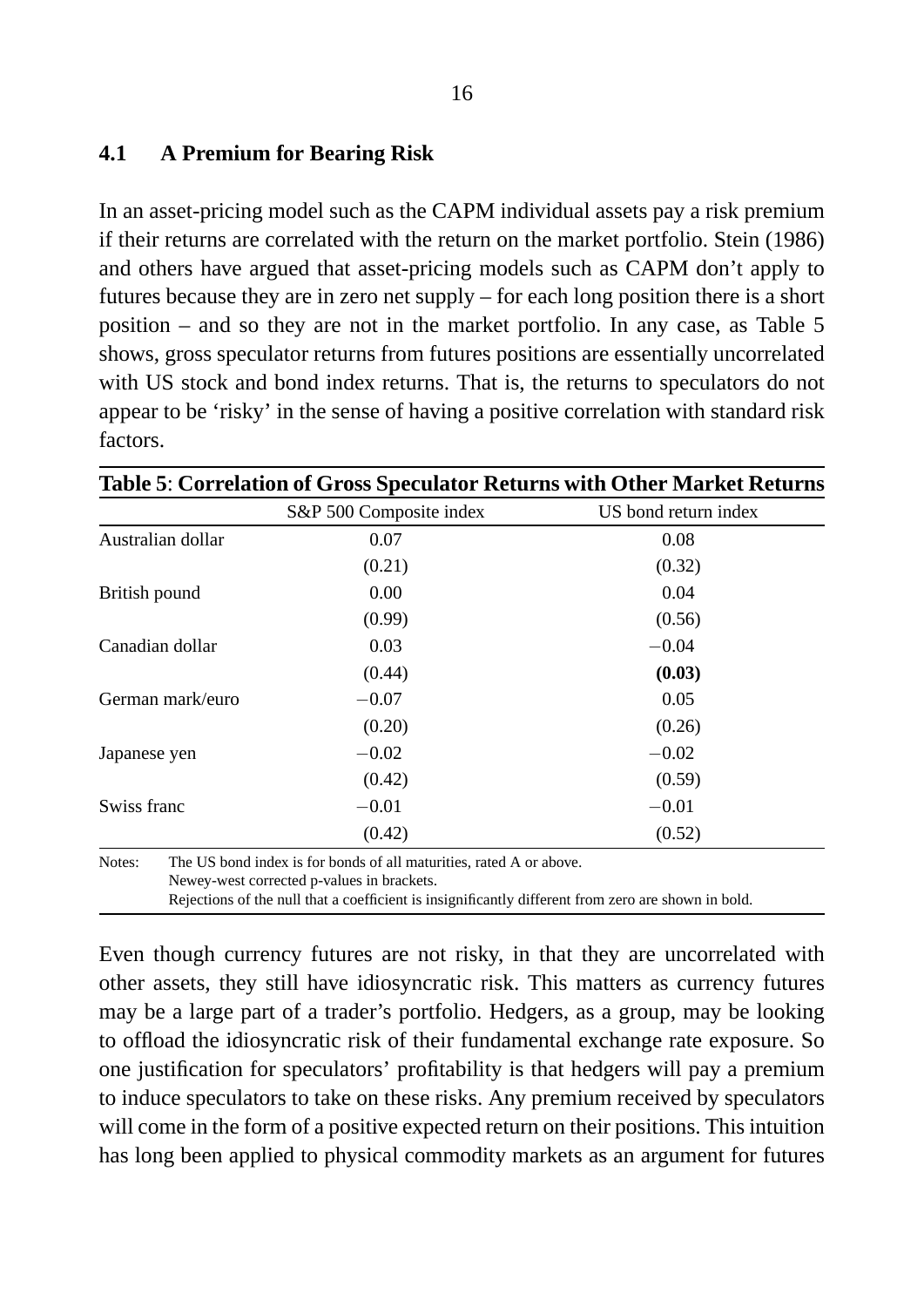### 4.1 A Premium for Bearing Risk

In an asset-pricing model such as the CAPM individual assets pay a risk premium if their returns are correlated with the return on the market portfolio. Stein (1986) and others have argued that asset-pricing models such as CAPM don't apply to futures because they are in zero net supply – for each long position there is a short position – and so they are not in the market portfolio. In any case, as Table 5 shows, gross speculator returns from futures positions are essentially uncorrelated with US stock and bond index returns. That is, the returns to speculators do not appear to be 'risky' in the sense of having a positive correlation with standard risk factors.

**Table 5**: **Correlation of Gross Speculator Returns with Other Market Returns**

| | S&P 500 Composite index | US bond return index |
|---|---|---|
| Australian dollar | 0.07 | 0.08 |
| | (0.21) | (0.32) |
| British pound | 0.00 | 0.04 |
| | (0.99) | (0.56) |
| Canadian dollar | 0.03 | −0.04 |
| | (0.44) | **(0.03)** |
| German mark/euro | −0.07 | 0.05 |
| | (0.20) | (0.26) |
| Japanese yen | −0.02 | −0.02 |
| | (0.42) | (0.59) |
| Swiss franc | −0.01 | −0.01 |
| | (0.42) | (0.52) |

Notes: The US bond index is for bonds of all maturities, rated A or above.
Newey-west corrected p-values in brackets.
Rejections of the null that a coefficient is insignificantly different from zero are shown in bold.

Even though currency futures are not risky, in that they are uncorrelated with other assets, they still have idiosyncratic risk. This matters as currency futures may be a large part of a trader's portfolio. Hedgers, as a group, may be looking to offload the idiosyncratic risk of their fundamental exchange rate exposure. So one justification for speculators' profitability is that hedgers will pay a premium to induce speculators to take on these risks. Any premium received by speculators will come in the form of a positive expected return on their positions. This intuition has long been applied to physical commodity markets as an argument for futures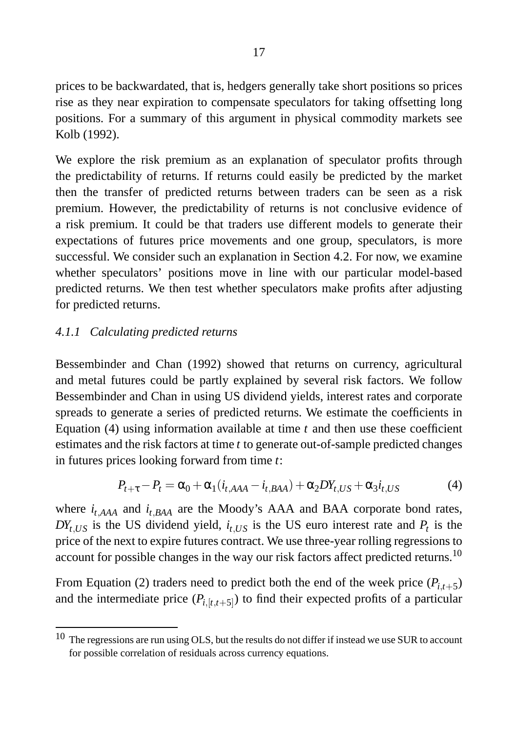prices to be backwardated, that is, hedgers generally take short positions so prices rise as they near expiration to compensate speculators for taking offsetting long positions. For a summary of this argument in physical commodity markets see Kolb (1992).

We explore the risk premium as an explanation of speculator profits through the predictability of returns. If returns could easily be predicted by the market then the transfer of predicted returns between traders can be seen as a risk premium. However, the predictability of returns is not conclusive evidence of a risk premium. It could be that traders use different models to generate their expectations of futures price movements and one group, speculators, is more successful. We consider such an explanation in Section 4.2. For now, we examine whether speculators' positions move in line with our particular model-based predicted returns. We then test whether speculators make profits after adjusting for predicted returns.

#### *4.1.1 Calculating predicted returns*

Bessembinder and Chan (1992) showed that returns on currency, agricultural and metal futures could be partly explained by several risk factors. We follow Bessembinder and Chan in using US dividend yields, interest rates and corporate spreads to generate a series of predicted returns. We estimate the coefficients in Equation (4) using information available at time $t$ and then use these coefficient estimates and the risk factors at time $t$ to generate out-of-sample predicted changes in futures prices looking forward from time $t$:

$$P_{t+\tau} - P_t = \alpha_0 + \alpha_1(i_{t,AAA} - i_{t,BAA}) + \alpha_2 DY_{t,US} + \alpha_3 i_{t,US} \tag{4}$$

where $i_{t,AAA}$ and $i_{t,BAA}$ are the Moody's AAA and BAA corporate bond rates, $DY_{t,US}$ is the US dividend yield, $i_{t,US}$ is the US euro interest rate and $P_t$ is the price of the next to expire futures contract. We use three-year rolling regressions to account for possible changes in the way our risk factors affect predicted returns.[10]

From Equation (2) traders need to predict both the end of the week price ($P_{i,t+5}$) and the intermediate price ($P_{i,[t,t+5]}$) to find their expected profits of a particular

[10] The regressions are run using OLS, but the results do not differ if instead we use SUR to account for possible correlation of residuals across currency equations.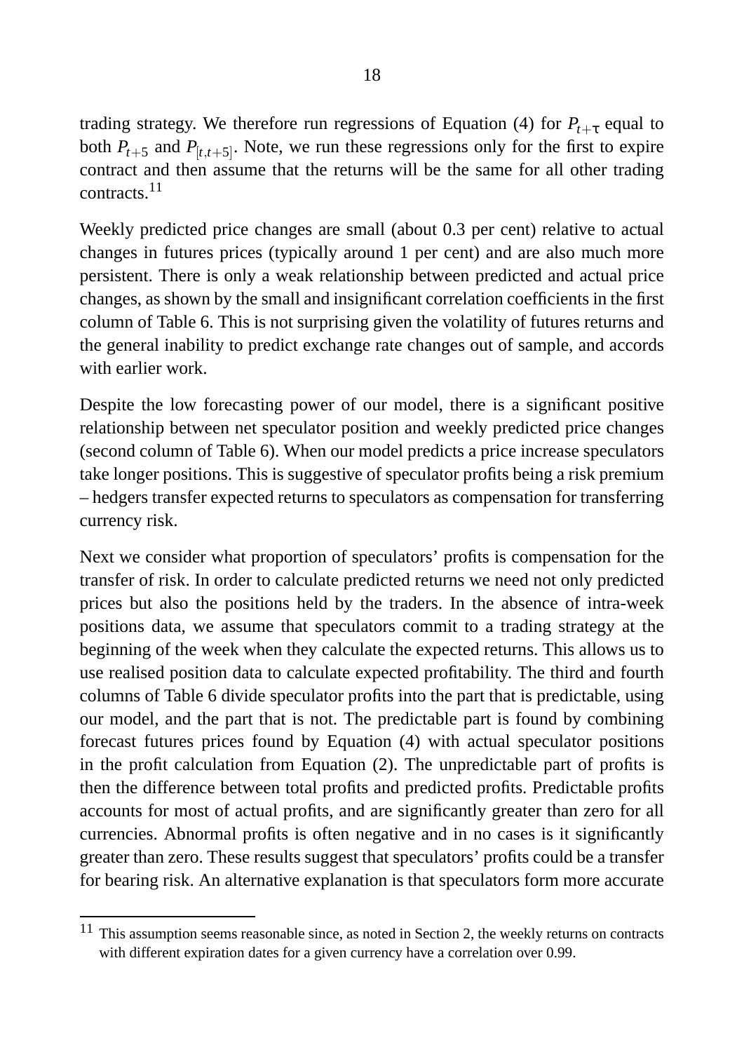trading strategy. We therefore run regressions of Equation (4) for $P_{t+\tau}$ equal to both $P_{t+5}$ and $P_{[t,t+5]}$. Note, we run these regressions only for the first to expire contract and then assume that the returns will be the same for all other trading contracts.[11]

Weekly predicted price changes are small (about 0.3 per cent) relative to actual changes in futures prices (typically around 1 per cent) and are also much more persistent. There is only a weak relationship between predicted and actual price changes, as shown by the small and insignificant correlation coefficients in the first column of Table 6. This is not surprising given the volatility of futures returns and the general inability to predict exchange rate changes out of sample, and accords with earlier work.

Despite the low forecasting power of our model, there is a significant positive relationship between net speculator position and weekly predicted price changes (second column of Table 6). When our model predicts a price increase speculators take longer positions. This is suggestive of speculator profits being a risk premium – hedgers transfer expected returns to speculators as compensation for transferring currency risk.

Next we consider what proportion of speculators' profits is compensation for the transfer of risk. In order to calculate predicted returns we need not only predicted prices but also the positions held by the traders. In the absence of intra-week positions data, we assume that speculators commit to a trading strategy at the beginning of the week when they calculate the expected returns. This allows us to use realised position data to calculate expected profitability. The third and fourth columns of Table 6 divide speculator profits into the part that is predictable, using our model, and the part that is not. The predictable part is found by combining forecast futures prices found by Equation (4) with actual speculator positions in the profit calculation from Equation (2). The unpredictable part of profits is then the difference between total profits and predicted profits. Predictable profits accounts for most of actual profits, and are significantly greater than zero for all currencies. Abnormal profits is often negative and in no cases is it significantly greater than zero. These results suggest that speculators' profits could be a transfer for bearing risk. An alternative explanation is that speculators form more accurate

[11] This assumption seems reasonable since, as noted in Section 2, the weekly returns on contracts with different expiration dates for a given currency have a correlation over 0.99.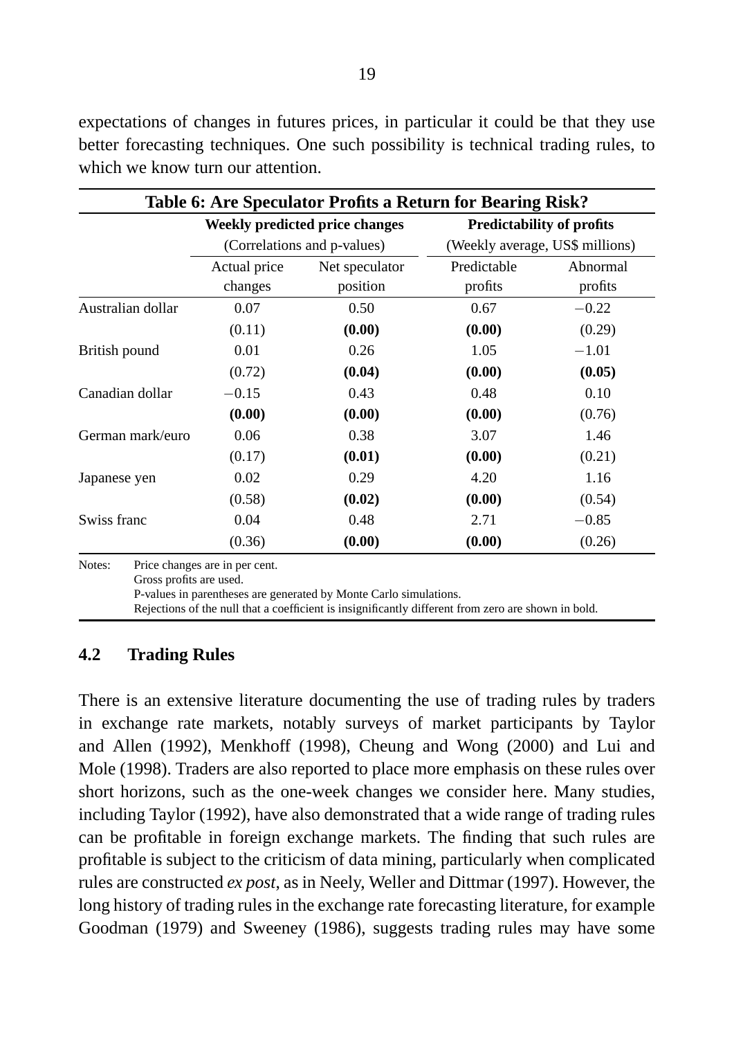expectations of changes in futures prices, in particular it could be that they use better forecasting techniques. One such possibility is technical trading rules, to which we know turn our attention.

**Table 6: Are Speculator Profits a Return for Bearing Risk?**

| | Weekly predicted price changes (Correlations and p-values) | | Predictability of profits (Weekly average, US$ millions) | |
|---|---|---|---|---|
| | Actual price changes | Net speculator position | Predictable profits | Abnormal profits |
| Australian dollar | 0.07 | 0.50 | 0.67 | −0.22 |
| | (0.11) | **(0.00)** | **(0.00)** | (0.29) |
| British pound | 0.01 | 0.26 | 1.05 | −1.01 |
| | (0.72) | **(0.04)** | **(0.00)** | **(0.05)** |
| Canadian dollar | −0.15 | 0.43 | 0.48 | 0.10 |
| | **(0.00)** | **(0.00)** | **(0.00)** | (0.76) |
| German mark/euro | 0.06 | 0.38 | 3.07 | 1.46 |
| | (0.17) | **(0.01)** | **(0.00)** | (0.21) |
| Japanese yen | 0.02 | 0.29 | 4.20 | 1.16 |
| | (0.58) | **(0.02)** | **(0.00)** | (0.54) |
| Swiss franc | 0.04 | 0.48 | 2.71 | −0.85 |
| | (0.36) | **(0.00)** | **(0.00)** | (0.26) |

Notes: Price changes are in per cent.
Gross profits are used.
P-values in parentheses are generated by Monte Carlo simulations.
Rejections of the null that a coefficient is insignificantly different from zero are shown in bold.

### 4.2 Trading Rules

There is an extensive literature documenting the use of trading rules by traders in exchange rate markets, notably surveys of market participants by Taylor and Allen (1992), Menkhoff (1998), Cheung and Wong (2000) and Lui and Mole (1998). Traders are also reported to place more emphasis on these rules over short horizons, such as the one-week changes we consider here. Many studies, including Taylor (1992), have also demonstrated that a wide range of trading rules can be profitable in foreign exchange markets. The finding that such rules are profitable is subject to the criticism of data mining, particularly when complicated rules are constructed *ex post*, as in Neely, Weller and Dittmar (1997). However, the long history of trading rules in the exchange rate forecasting literature, for example Goodman (1979) and Sweeney (1986), suggests trading rules may have some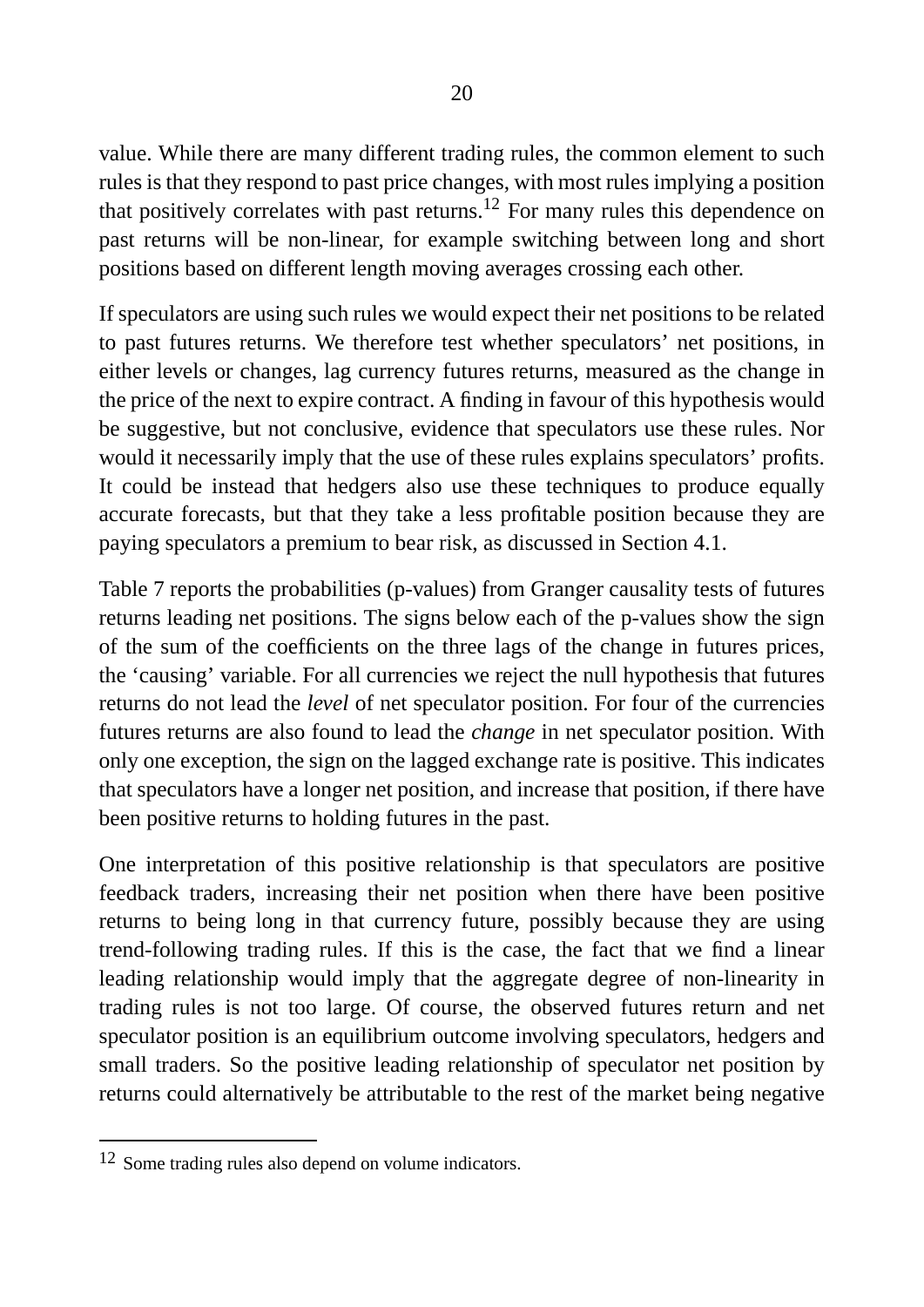value. While there are many different trading rules, the common element to such rules is that they respond to past price changes, with most rules implying a position that positively correlates with past returns.[12] For many rules this dependence on past returns will be non-linear, for example switching between long and short positions based on different length moving averages crossing each other.

If speculators are using such rules we would expect their net positions to be related to past futures returns. We therefore test whether speculators' net positions, in either levels or changes, lag currency futures returns, measured as the change in the price of the next to expire contract. A finding in favour of this hypothesis would be suggestive, but not conclusive, evidence that speculators use these rules. Nor would it necessarily imply that the use of these rules explains speculators' profits. It could be instead that hedgers also use these techniques to produce equally accurate forecasts, but that they take a less profitable position because they are paying speculators a premium to bear risk, as discussed in Section 4.1.

Table 7 reports the probabilities (p-values) from Granger causality tests of futures returns leading net positions. The signs below each of the p-values show the sign of the sum of the coefficients on the three lags of the change in futures prices, the 'causing' variable. For all currencies we reject the null hypothesis that futures returns do not lead the *level* of net speculator position. For four of the currencies futures returns are also found to lead the *change* in net speculator position. With only one exception, the sign on the lagged exchange rate is positive. This indicates that speculators have a longer net position, and increase that position, if there have been positive returns to holding futures in the past.

One interpretation of this positive relationship is that speculators are positive feedback traders, increasing their net position when there have been positive returns to being long in that currency future, possibly because they are using trend-following trading rules. If this is the case, the fact that we find a linear leading relationship would imply that the aggregate degree of non-linearity in trading rules is not too large. Of course, the observed futures return and net speculator position is an equilibrium outcome involving speculators, hedgers and small traders. So the positive leading relationship of speculator net position by returns could alternatively be attributable to the rest of the market being negative

[12] Some trading rules also depend on volume indicators.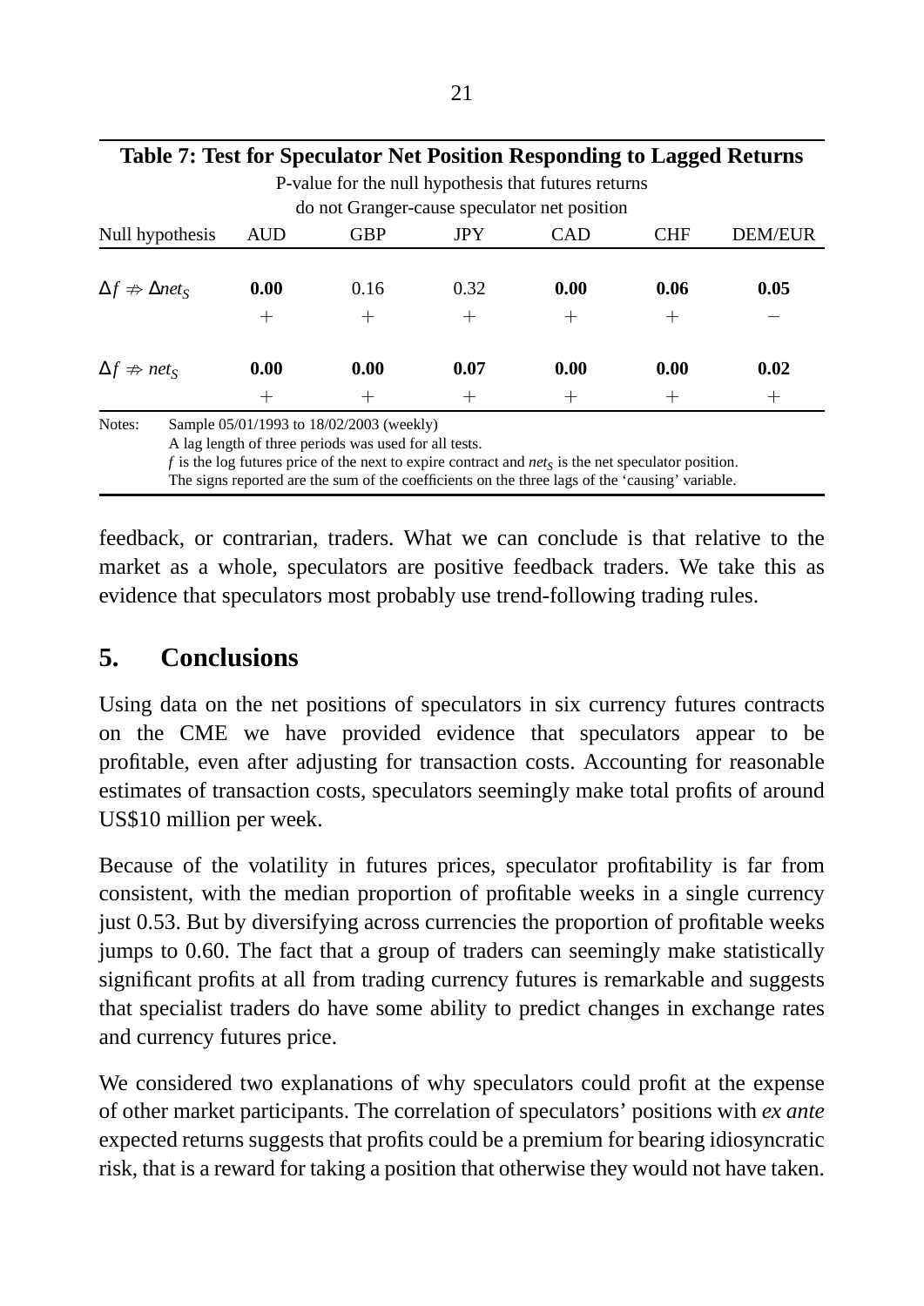**Table 7: Test for Speculator Net Position Responding to Lagged Returns**

| Null hypothesis | P-value for the null hypothesis that futures returns do not Granger-cause speculator net position | | | | | |
|---|---|---|---|---|---|---|
| | AUD | GBP | JPY | CAD | CHF | DEM/EUR |
| $\Delta f \nRightarrow \Delta net_S$ | **0.00** | 0.16 | 0.32 | **0.00** | **0.06** | **0.05** |
| | + | + | + | + | + | − |
| $\Delta f \nRightarrow net_S$ | **0.00** | **0.00** | **0.07** | **0.00** | **0.00** | **0.02** |
| | + | + | + | + | + | + |

Notes: Sample 05/01/1993 to 18/02/2003 (weekly)
A lag length of three periods was used for all tests.
$f$ is the log futures price of the next to expire contract and $net_S$ is the net speculator position.
The signs reported are the sum of the coefficients on the three lags of the 'causing' variable.

feedback, or contrarian, traders. What we can conclude is that relative to the market as a whole, speculators are positive feedback traders. We take this as evidence that speculators most probably use trend-following trading rules.

## 5. Conclusions

Using data on the net positions of speculators in six currency futures contracts on the CME we have provided evidence that speculators appear to be profitable, even after adjusting for transaction costs. Accounting for reasonable estimates of transaction costs, speculators seemingly make total profits of around US$10 million per week.

Because of the volatility in futures prices, speculator profitability is far from consistent, with the median proportion of profitable weeks in a single currency just 0.53. But by diversifying across currencies the proportion of profitable weeks jumps to 0.60. The fact that a group of traders can seemingly make statistically significant profits at all from trading currency futures is remarkable and suggests that specialist traders do have some ability to predict changes in exchange rates and currency futures price.

We considered two explanations of why speculators could profit at the expense of other market participants. The correlation of speculators' positions with *ex ante* expected returns suggests that profits could be a premium for bearing idiosyncratic risk, that is a reward for taking a position that otherwise they would not have taken.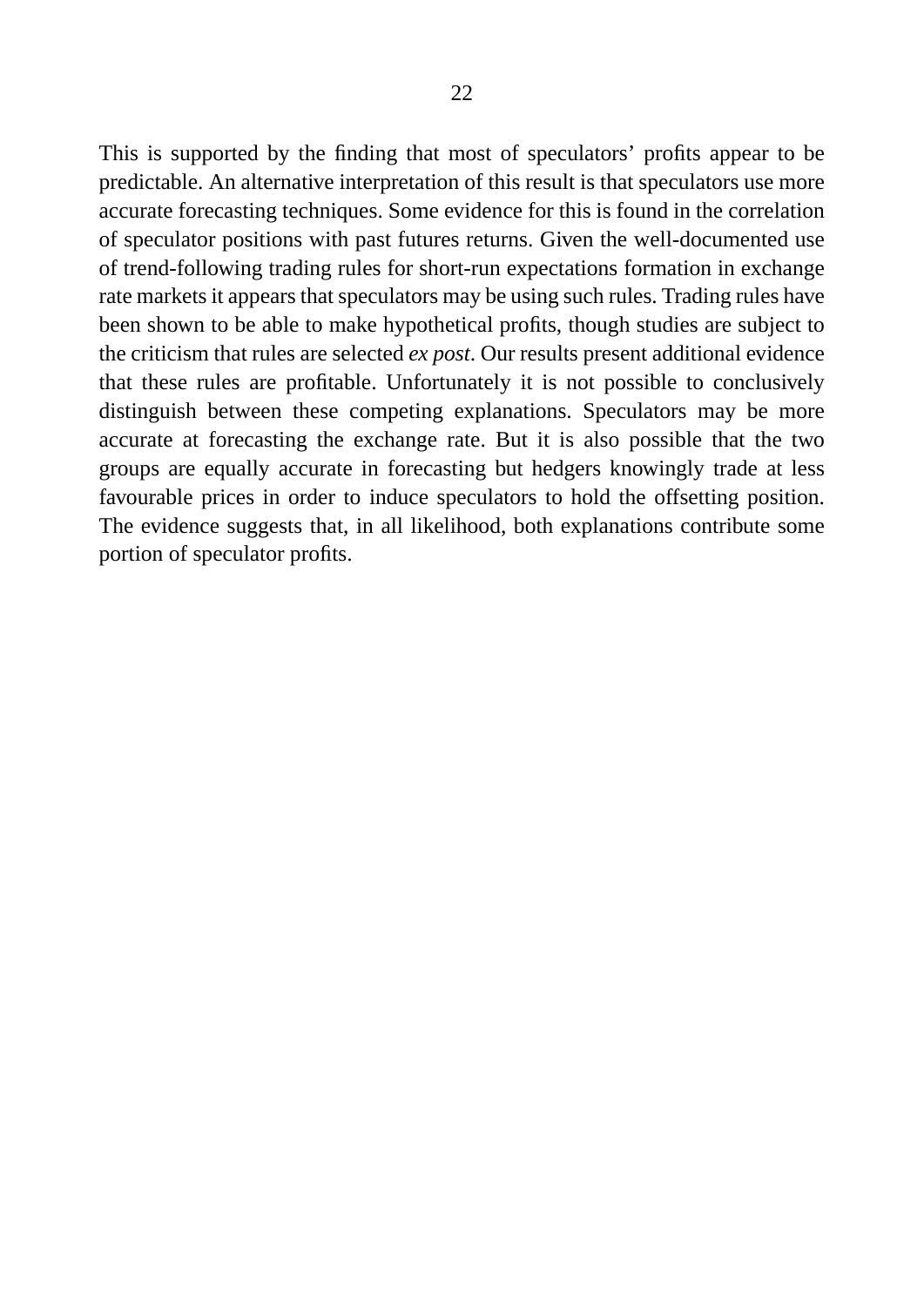This is supported by the finding that most of speculators' profits appear to be predictable. An alternative interpretation of this result is that speculators use more accurate forecasting techniques. Some evidence for this is found in the correlation of speculator positions with past futures returns. Given the well-documented use of trend-following trading rules for short-run expectations formation in exchange rate markets it appears that speculators may be using such rules. Trading rules have been shown to be able to make hypothetical profits, though studies are subject to the criticism that rules are selected *ex post*. Our results present additional evidence that these rules are profitable. Unfortunately it is not possible to conclusively distinguish between these competing explanations. Speculators may be more accurate at forecasting the exchange rate. But it is also possible that the two groups are equally accurate in forecasting but hedgers knowingly trade at less favourable prices in order to induce speculators to hold the offsetting position. The evidence suggests that, in all likelihood, both explanations contribute some portion of speculator profits.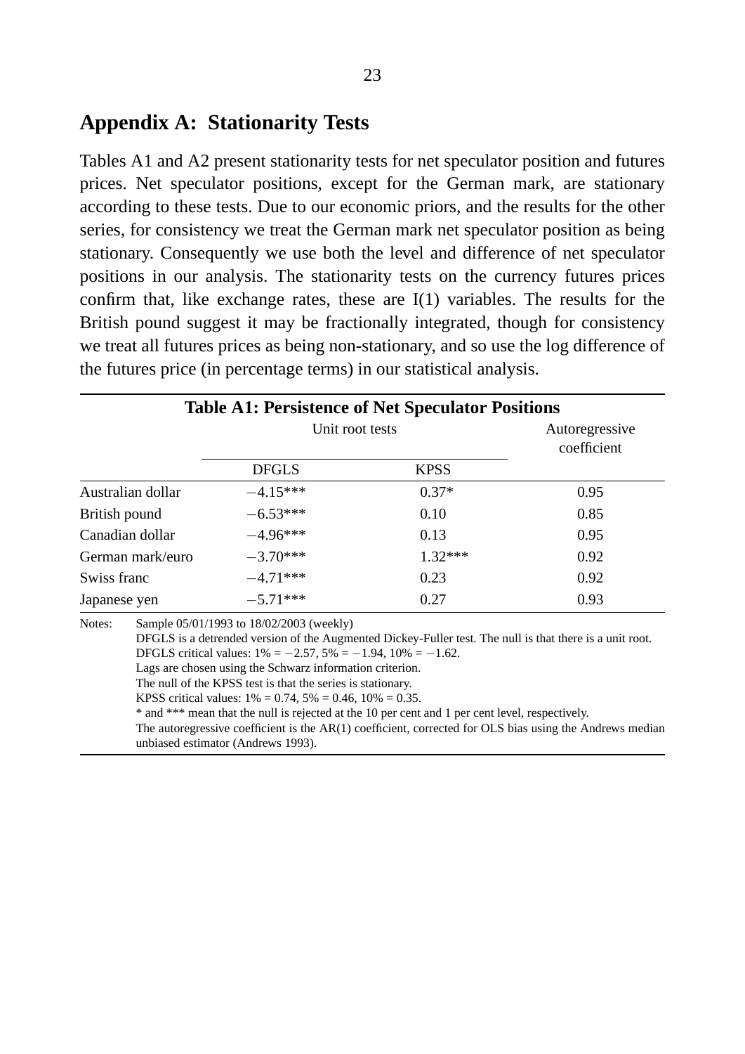## Appendix A: Stationarity Tests

Tables A1 and A2 present stationarity tests for net speculator position and futures prices. Net speculator positions, except for the German mark, are stationary according to these tests. Due to our economic priors, and the results for the other series, for consistency we treat the German mark net speculator position as being stationary. Consequently we use both the level and difference of net speculator positions in our analysis. The stationarity tests on the currency futures prices confirm that, like exchange rates, these are I(1) variables. The results for the British pound suggest it may be fractionally integrated, though for consistency we treat all futures prices as being non-stationary, and so use the log difference of the futures price (in percentage terms) in our statistical analysis.

**Table A1: Persistence of Net Speculator Positions**

| | Unit root tests | | Autoregressive coefficient |
|---|---|---|---|
| | DFGLS | KPSS | |
| Australian dollar | −4.15*** | 0.37* | 0.95 |
| British pound | −6.53*** | 0.10 | 0.85 |
| Canadian dollar | −4.96*** | 0.13 | 0.95 |
| German mark/euro | −3.70*** | 1.32*** | 0.92 |
| Swiss franc | −4.71*** | 0.23 | 0.92 |
| Japanese yen | −5.71*** | 0.27 | 0.93 |

Notes: Sample 05/01/1993 to 18/02/2003 (weekly)
DFGLS is a detrended version of the Augmented Dickey-Fuller test. The null is that there is a unit root.
DFGLS critical values: 1% = −2.57, 5% = −1.94, 10% = −1.62.
Lags are chosen using the Schwarz information criterion.
The null of the KPSS test is that the series is stationary.
KPSS critical values: 1% = 0.74, 5% = 0.46, 10% = 0.35.
* and *** mean that the null is rejected at the 10 per cent and 1 per cent level, respectively.
The autoregressive coefficient is the AR(1) coefficient, corrected for OLS bias using the Andrews median unbiased estimator (Andrews 1993).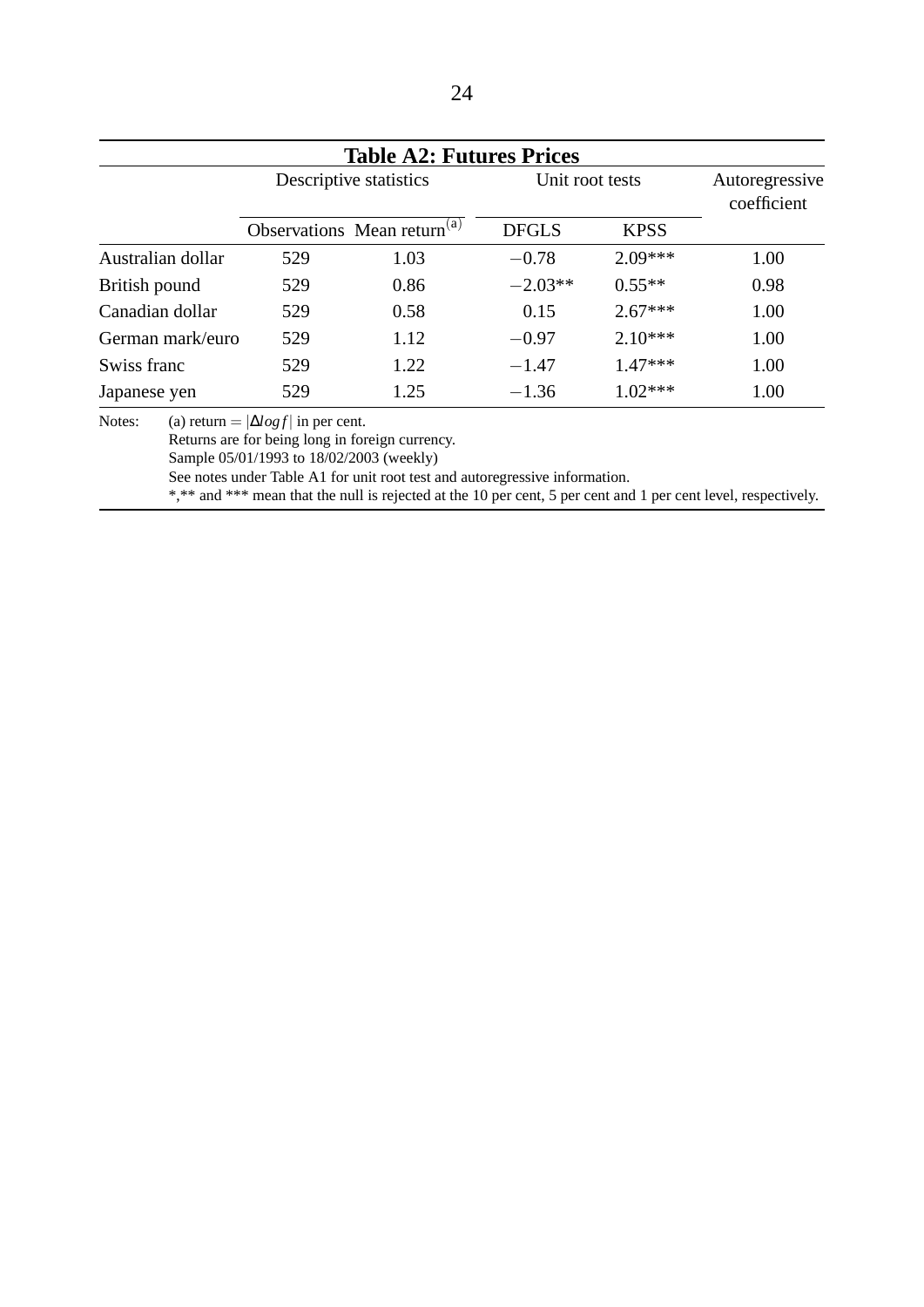**Table A2: Futures Prices**

| | Descriptive statistics | | Unit root tests | | Autoregressive coefficient |
|---|---|---|---|---|---|
| | Observations | Mean return[(a)] | DFGLS | KPSS | |
| Australian dollar | 529 | 1.03 | −0.78 | 2.09*** | 1.00 |
| British pound | 529 | 0.86 | −2.03** | 0.55** | 0.98 |
| Canadian dollar | 529 | 0.58 | 0.15 | 2.67*** | 1.00 |
| German mark/euro | 529 | 1.12 | −0.97 | 2.10*** | 1.00 |
| Swiss franc | 529 | 1.22 | −1.47 | 1.47*** | 1.00 |
| Japanese yen | 529 | 1.25 | −1.36 | 1.02*** | 1.00 |

Notes: (a) return = $|\Delta log f|$ in per cent.
Returns are for being long in foreign currency.
Sample 05/01/1993 to 18/02/2003 (weekly)
See notes under Table A1 for unit root test and autoregressive information.
*,** and *** mean that the null is rejected at the 10 per cent, 5 per cent and 1 per cent level, respectively.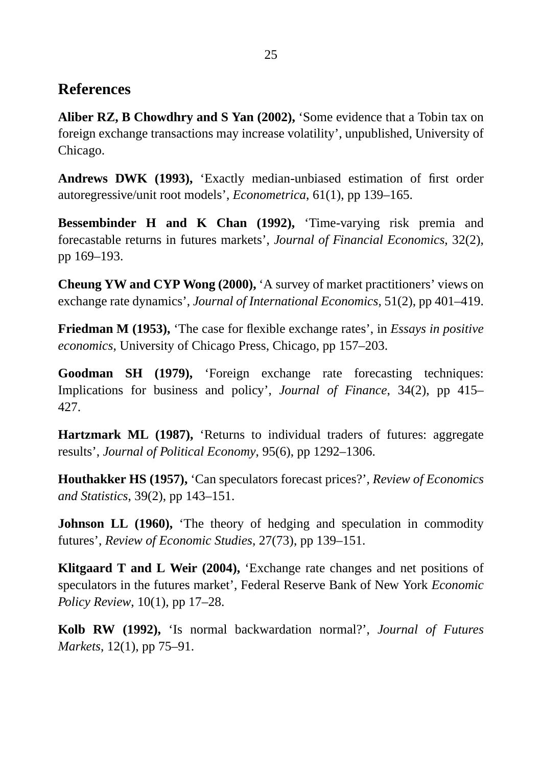## References

**Aliber RZ, B Chowdhry and S Yan (2002),** 'Some evidence that a Tobin tax on foreign exchange transactions may increase volatility', unpublished, University of Chicago.

**Andrews DWK (1993),** 'Exactly median-unbiased estimation of first order autoregressive/unit root models', *Econometrica*, 61(1), pp 139–165.

**Bessembinder H and K Chan (1992),** 'Time-varying risk premia and forecastable returns in futures markets', *Journal of Financial Economics*, 32(2), pp 169–193.

**Cheung YW and CYP Wong (2000),** 'A survey of market practitioners' views on exchange rate dynamics', *Journal of International Economics*, 51(2), pp 401–419.

**Friedman M (1953),** 'The case for flexible exchange rates', in *Essays in positive economics*, University of Chicago Press, Chicago, pp 157–203.

**Goodman SH (1979),** 'Foreign exchange rate forecasting techniques: Implications for business and policy', *Journal of Finance*, 34(2), pp 415–427.

**Hartzmark ML (1987),** 'Returns to individual traders of futures: aggregate results', *Journal of Political Economy*, 95(6), pp 1292–1306.

**Houthakker HS (1957),** 'Can speculators forecast prices?', *Review of Economics and Statistics*, 39(2), pp 143–151.

**Johnson LL (1960),** 'The theory of hedging and speculation in commodity futures', *Review of Economic Studies*, 27(73), pp 139–151.

**Klitgaard T and L Weir (2004),** 'Exchange rate changes and net positions of speculators in the futures market', Federal Reserve Bank of New York *Economic Policy Review*, 10(1), pp 17–28.

**Kolb RW (1992),** 'Is normal backwardation normal?', *Journal of Futures Markets*, 12(1), pp 75–91.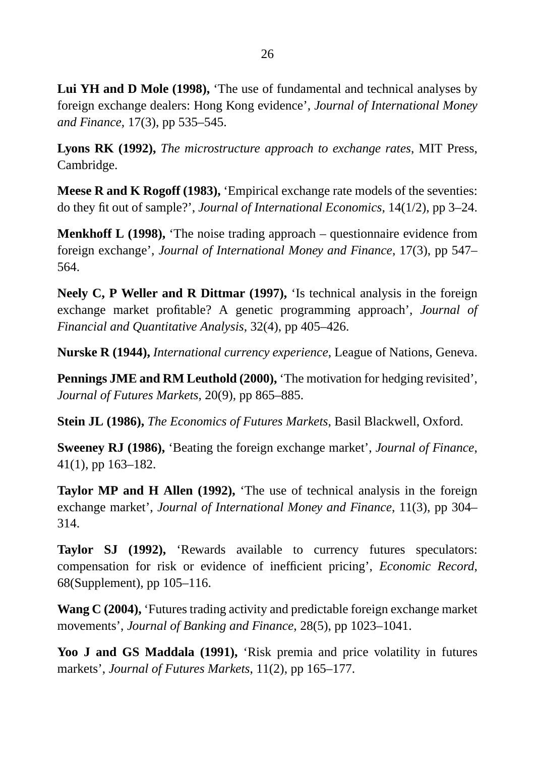**Lui YH and D Mole (1998),** 'The use of fundamental and technical analyses by foreign exchange dealers: Hong Kong evidence', *Journal of International Money and Finance*, 17(3), pp 535–545.

**Lyons RK (1992),** *The microstructure approach to exchange rates*, MIT Press, Cambridge.

**Meese R and K Rogoff (1983),** 'Empirical exchange rate models of the seventies: do they fit out of sample?', *Journal of International Economics*, 14(1/2), pp 3–24.

**Menkhoff L (1998),** 'The noise trading approach – questionnaire evidence from foreign exchange', *Journal of International Money and Finance*, 17(3), pp 547–564.

**Neely C, P Weller and R Dittmar (1997),** 'Is technical analysis in the foreign exchange market profitable? A genetic programming approach', *Journal of Financial and Quantitative Analysis*, 32(4), pp 405–426.

**Nurske R (1944),** *International currency experience*, League of Nations, Geneva.

**Pennings JME and RM Leuthold (2000),** 'The motivation for hedging revisited', *Journal of Futures Markets*, 20(9), pp 865–885.

**Stein JL (1986),** *The Economics of Futures Markets*, Basil Blackwell, Oxford.

**Sweeney RJ (1986),** 'Beating the foreign exchange market', *Journal of Finance*, 41(1), pp 163–182.

**Taylor MP and H Allen (1992),** 'The use of technical analysis in the foreign exchange market', *Journal of International Money and Finance*, 11(3), pp 304–314.

**Taylor SJ (1992),** 'Rewards available to currency futures speculators: compensation for risk or evidence of inefficient pricing', *Economic Record*, 68(Supplement), pp 105–116.

**Wang C (2004),** 'Futures trading activity and predictable foreign exchange market movements', *Journal of Banking and Finance*, 28(5), pp 1023–1041.

**Yoo J and GS Maddala (1991),** 'Risk premia and price volatility in futures markets', *Journal of Futures Markets*, 11(2), pp 165–177.